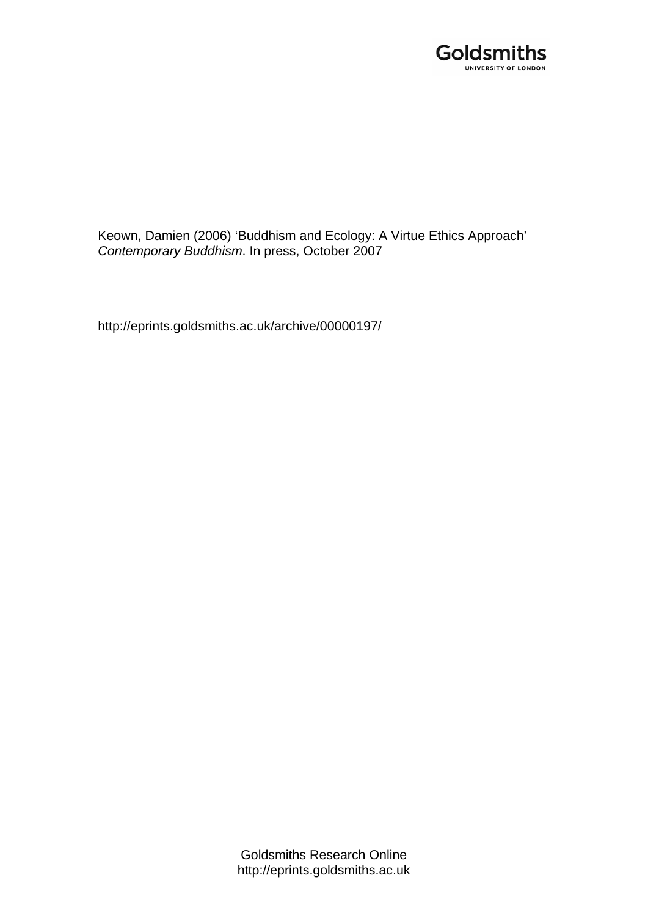Goldsmiths
UNIVERSITY OF LONDON

Keown, Damien (2006) 'Buddhism and Ecology: A Virtue Ethics Approach' *Contemporary Buddhism*. In press, October 2007

http://eprints.goldsmiths.ac.uk/archive/00000197/

Goldsmiths Research Online
http://eprints.goldsmiths.ac.uk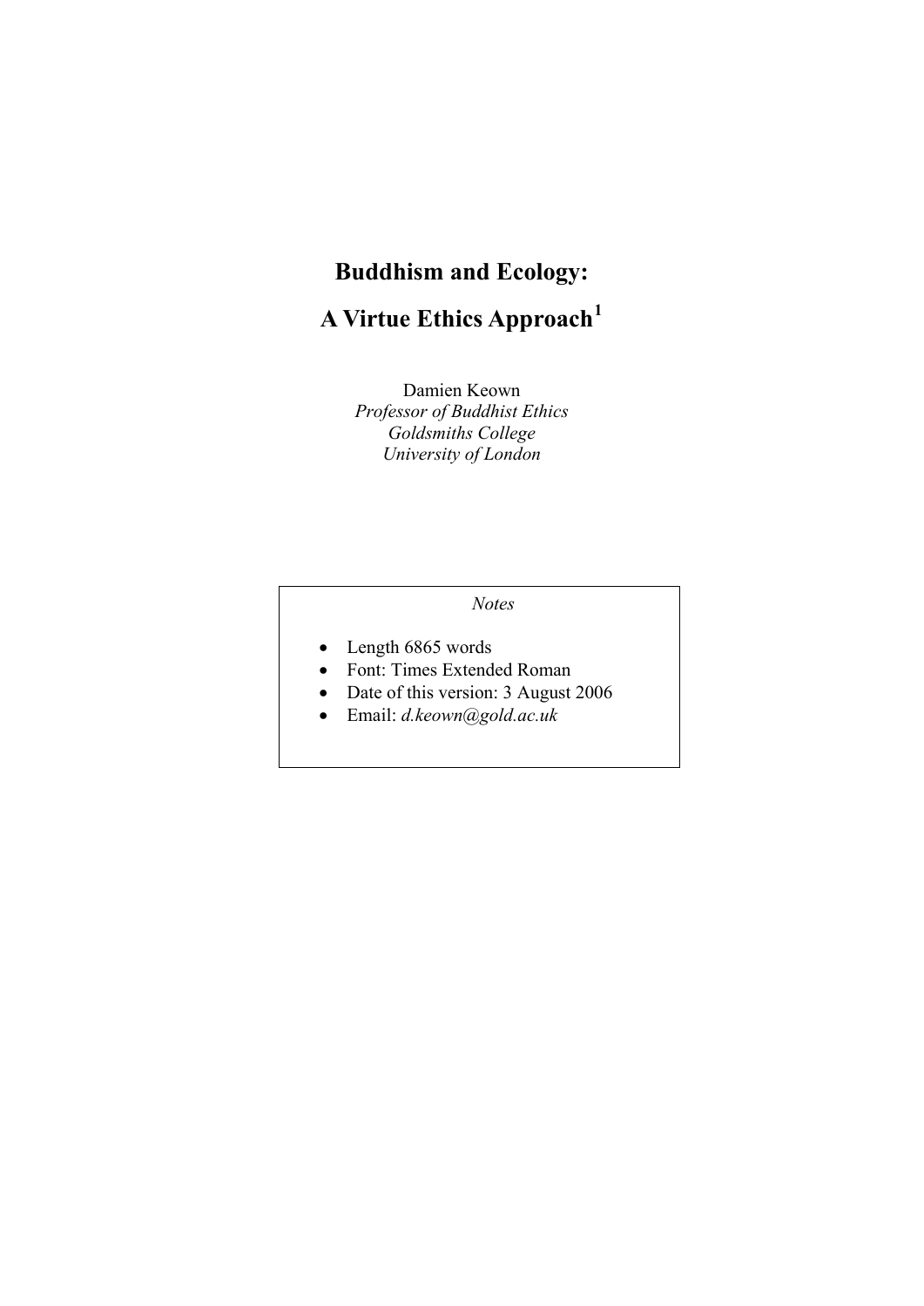# Buddhism and Ecology:

# A Virtue Ethics Approach[1]

Damien Keown
*Professor of Buddhist Ethics*
*Goldsmiths College*
*University of London*

*Notes*

- Length 6865 words
- Font: Times Extended Roman
- Date of this version: 3 August 2006
- Email: *d.keown@gold.ac.uk*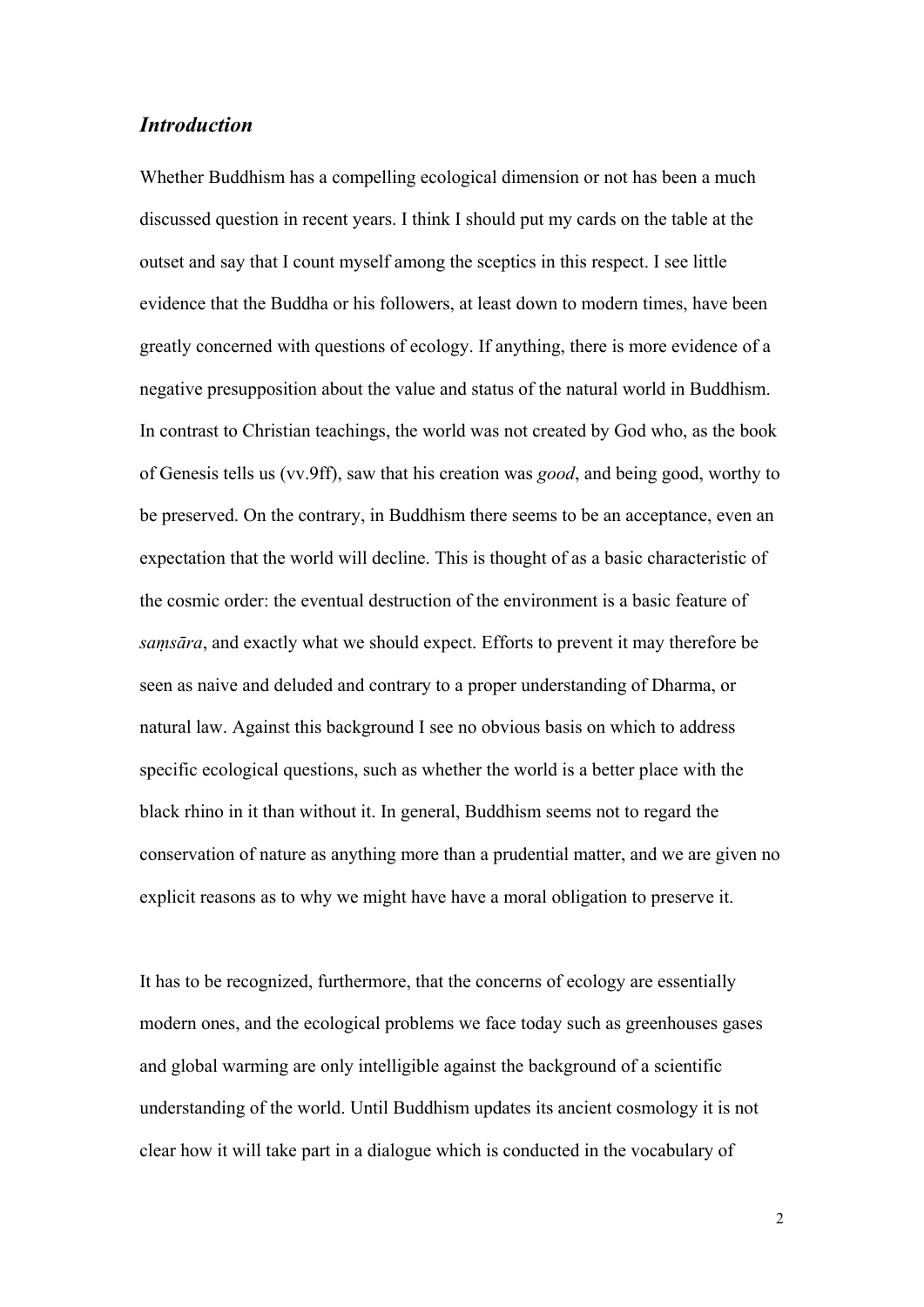## *Introduction*

Whether Buddhism has a compelling ecological dimension or not has been a much discussed question in recent years. I think I should put my cards on the table at the outset and say that I count myself among the sceptics in this respect. I see little evidence that the Buddha or his followers, at least down to modern times, have been greatly concerned with questions of ecology. If anything, there is more evidence of a negative presupposition about the value and status of the natural world in Buddhism. In contrast to Christian teachings, the world was not created by God who, as the book of Genesis tells us (vv.9ff), saw that his creation was *good*, and being good, worthy to be preserved. On the contrary, in Buddhism there seems to be an acceptance, even an expectation that the world will decline. This is thought of as a basic characteristic of the cosmic order: the eventual destruction of the environment is a basic feature of *saṃsāra*, and exactly what we should expect. Efforts to prevent it may therefore be seen as naive and deluded and contrary to a proper understanding of Dharma, or natural law. Against this background I see no obvious basis on which to address specific ecological questions, such as whether the world is a better place with the black rhino in it than without it. In general, Buddhism seems not to regard the conservation of nature as anything more than a prudential matter, and we are given no explicit reasons as to why we might have have a moral obligation to preserve it.

It has to be recognized, furthermore, that the concerns of ecology are essentially modern ones, and the ecological problems we face today such as greenhouses gases and global warming are only intelligible against the background of a scientific understanding of the world. Until Buddhism updates its ancient cosmology it is not clear how it will take part in a dialogue which is conducted in the vocabulary of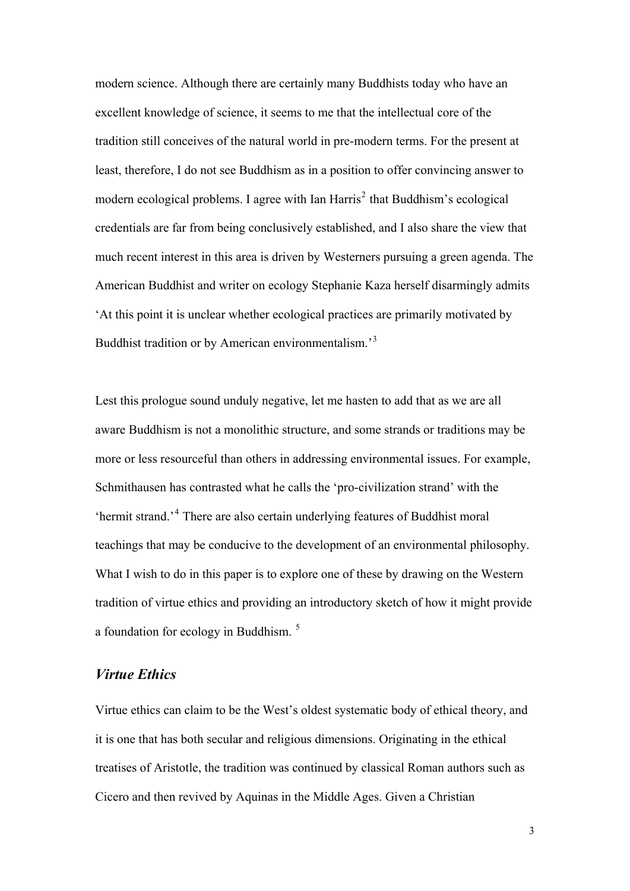modern science. Although there are certainly many Buddhists today who have an excellent knowledge of science, it seems to me that the intellectual core of the tradition still conceives of the natural world in pre-modern terms. For the present at least, therefore, I do not see Buddhism as in a position to offer convincing answer to modern ecological problems. I agree with Ian Harris[2] that Buddhism's ecological credentials are far from being conclusively established, and I also share the view that much recent interest in this area is driven by Westerners pursuing a green agenda. The American Buddhist and writer on ecology Stephanie Kaza herself disarmingly admits 'At this point it is unclear whether ecological practices are primarily motivated by Buddhist tradition or by American environmentalism.'[3]

Lest this prologue sound unduly negative, let me hasten to add that as we are all aware Buddhism is not a monolithic structure, and some strands or traditions may be more or less resourceful than others in addressing environmental issues. For example, Schmithausen has contrasted what he calls the 'pro-civilization strand' with the 'hermit strand.'[4] There are also certain underlying features of Buddhist moral teachings that may be conducive to the development of an environmental philosophy. What I wish to do in this paper is to explore one of these by drawing on the Western tradition of virtue ethics and providing an introductory sketch of how it might provide a foundation for ecology in Buddhism. [5]

## *Virtue Ethics*

Virtue ethics can claim to be the West's oldest systematic body of ethical theory, and it is one that has both secular and religious dimensions. Originating in the ethical treatises of Aristotle, the tradition was continued by classical Roman authors such as Cicero and then revived by Aquinas in the Middle Ages. Given a Christian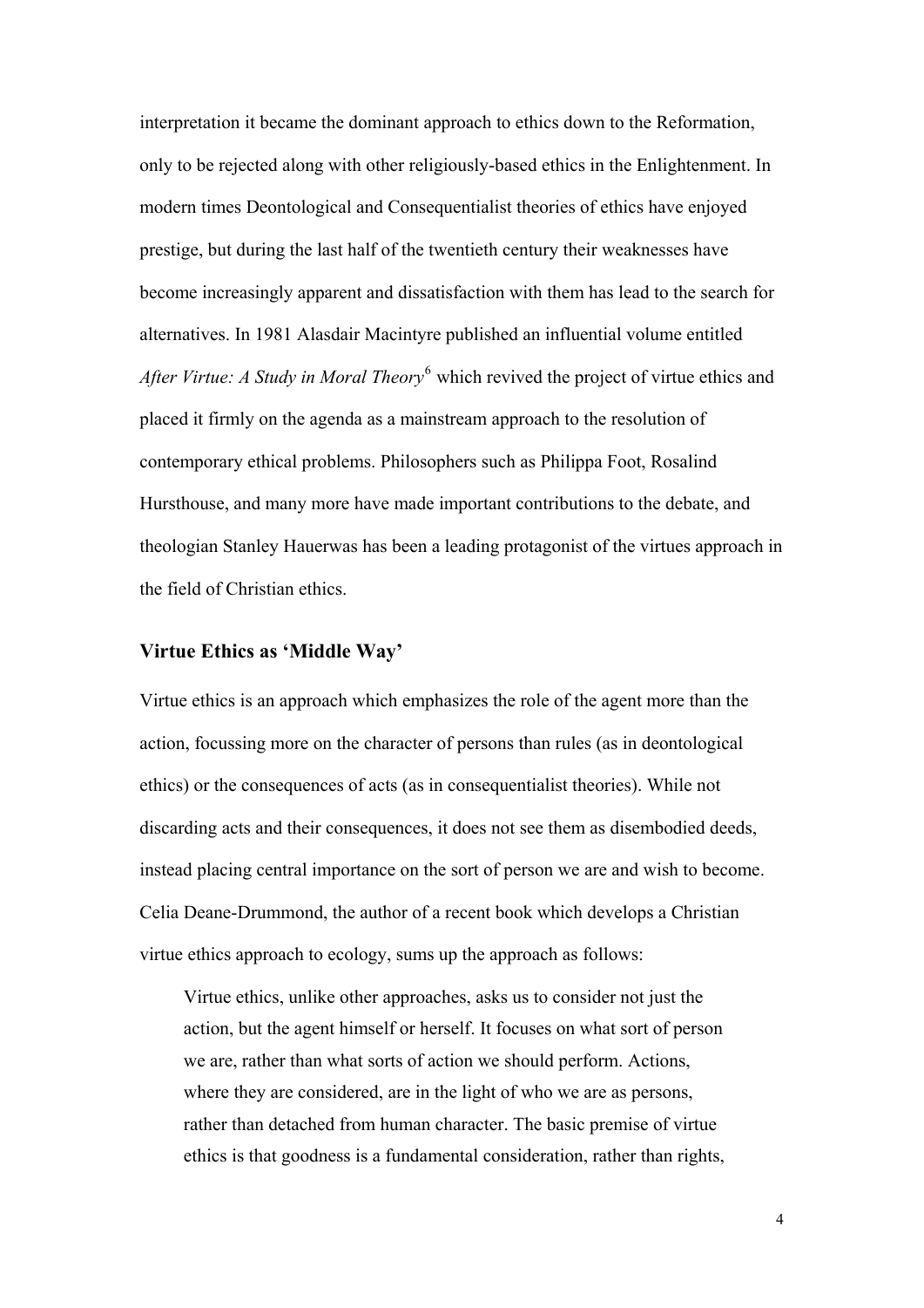interpretation it became the dominant approach to ethics down to the Reformation, only to be rejected along with other religiously-based ethics in the Enlightenment. In modern times Deontological and Consequentialist theories of ethics have enjoyed prestige, but during the last half of the twentieth century their weaknesses have become increasingly apparent and dissatisfaction with them has lead to the search for alternatives. In 1981 Alasdair Macintyre published an influential volume entitled *After Virtue: A Study in Moral Theory*[6] which revived the project of virtue ethics and placed it firmly on the agenda as a mainstream approach to the resolution of contemporary ethical problems. Philosophers such as Philippa Foot, Rosalind Hursthouse, and many more have made important contributions to the debate, and theologian Stanley Hauerwas has been a leading protagonist of the virtues approach in the field of Christian ethics.

## Virtue Ethics as 'Middle Way'

Virtue ethics is an approach which emphasizes the role of the agent more than the action, focussing more on the character of persons than rules (as in deontological ethics) or the consequences of acts (as in consequentialist theories). While not discarding acts and their consequences, it does not see them as disembodied deeds, instead placing central importance on the sort of person we are and wish to become. Celia Deane-Drummond, the author of a recent book which develops a Christian virtue ethics approach to ecology, sums up the approach as follows:

> Virtue ethics, unlike other approaches, asks us to consider not just the action, but the agent himself or herself. It focuses on what sort of person we are, rather than what sorts of action we should perform. Actions, where they are considered, are in the light of who we are as persons, rather than detached from human character. The basic premise of virtue ethics is that goodness is a fundamental consideration, rather than rights,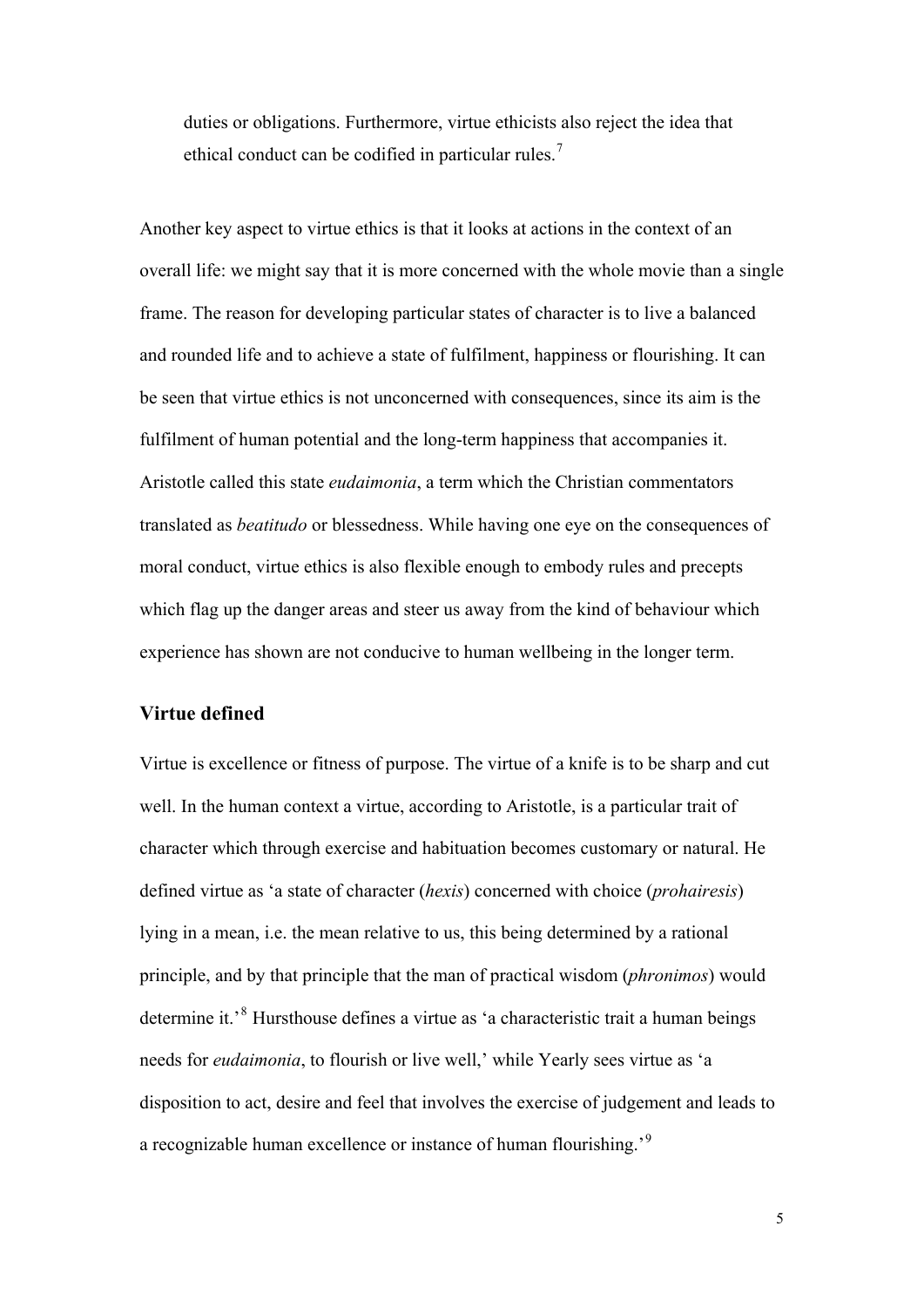duties or obligations. Furthermore, virtue ethicists also reject the idea that ethical conduct can be codified in particular rules.[7]

Another key aspect to virtue ethics is that it looks at actions in the context of an overall life: we might say that it is more concerned with the whole movie than a single frame. The reason for developing particular states of character is to live a balanced and rounded life and to achieve a state of fulfilment, happiness or flourishing. It can be seen that virtue ethics is not unconcerned with consequences, since its aim is the fulfilment of human potential and the long-term happiness that accompanies it. Aristotle called this state *eudaimonia*, a term which the Christian commentators translated as *beatitudo* or blessedness. While having one eye on the consequences of moral conduct, virtue ethics is also flexible enough to embody rules and precepts which flag up the danger areas and steer us away from the kind of behaviour which experience has shown are not conducive to human wellbeing in the longer term.

## Virtue defined

Virtue is excellence or fitness of purpose. The virtue of a knife is to be sharp and cut well. In the human context a virtue, according to Aristotle, is a particular trait of character which through exercise and habituation becomes customary or natural. He defined virtue as 'a state of character (*hexis*) concerned with choice (*prohairesis*) lying in a mean, i.e. the mean relative to us, this being determined by a rational principle, and by that principle that the man of practical wisdom (*phronimos*) would determine it.'[8] Hursthouse defines a virtue as 'a characteristic trait a human beings needs for *eudaimonia*, to flourish or live well,' while Yearly sees virtue as 'a disposition to act, desire and feel that involves the exercise of judgement and leads to a recognizable human excellence or instance of human flourishing.'[9]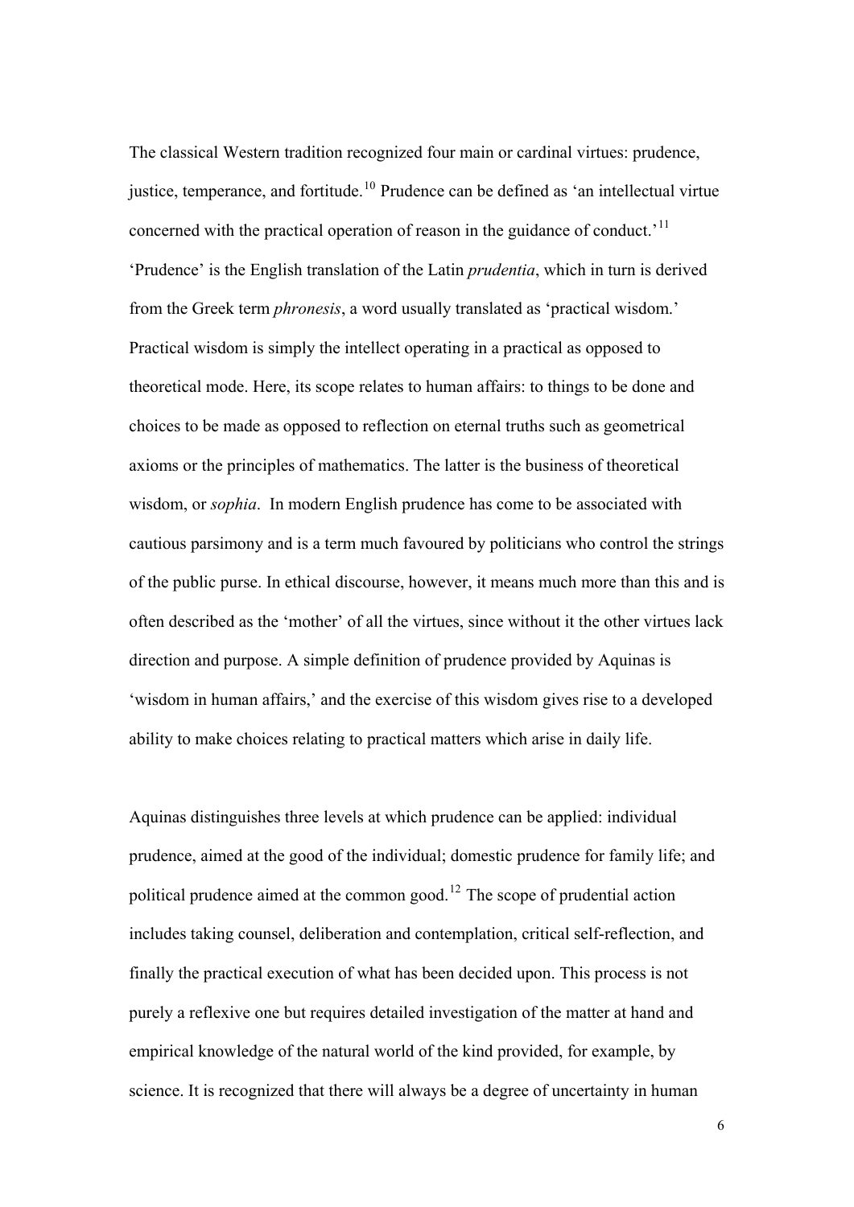The classical Western tradition recognized four main or cardinal virtues: prudence, justice, temperance, and fortitude.[10] Prudence can be defined as 'an intellectual virtue concerned with the practical operation of reason in the guidance of conduct.'[11] 'Prudence' is the English translation of the Latin *prudentia*, which in turn is derived from the Greek term *phronesis*, a word usually translated as 'practical wisdom.' Practical wisdom is simply the intellect operating in a practical as opposed to theoretical mode. Here, its scope relates to human affairs: to things to be done and choices to be made as opposed to reflection on eternal truths such as geometrical axioms or the principles of mathematics. The latter is the business of theoretical wisdom, or *sophia*. In modern English prudence has come to be associated with cautious parsimony and is a term much favoured by politicians who control the strings of the public purse. In ethical discourse, however, it means much more than this and is often described as the 'mother' of all the virtues, since without it the other virtues lack direction and purpose. A simple definition of prudence provided by Aquinas is 'wisdom in human affairs,' and the exercise of this wisdom gives rise to a developed ability to make choices relating to practical matters which arise in daily life.

Aquinas distinguishes three levels at which prudence can be applied: individual prudence, aimed at the good of the individual; domestic prudence for family life; and political prudence aimed at the common good.[12] The scope of prudential action includes taking counsel, deliberation and contemplation, critical self-reflection, and finally the practical execution of what has been decided upon. This process is not purely a reflexive one but requires detailed investigation of the matter at hand and empirical knowledge of the natural world of the kind provided, for example, by science. It is recognized that there will always be a degree of uncertainty in human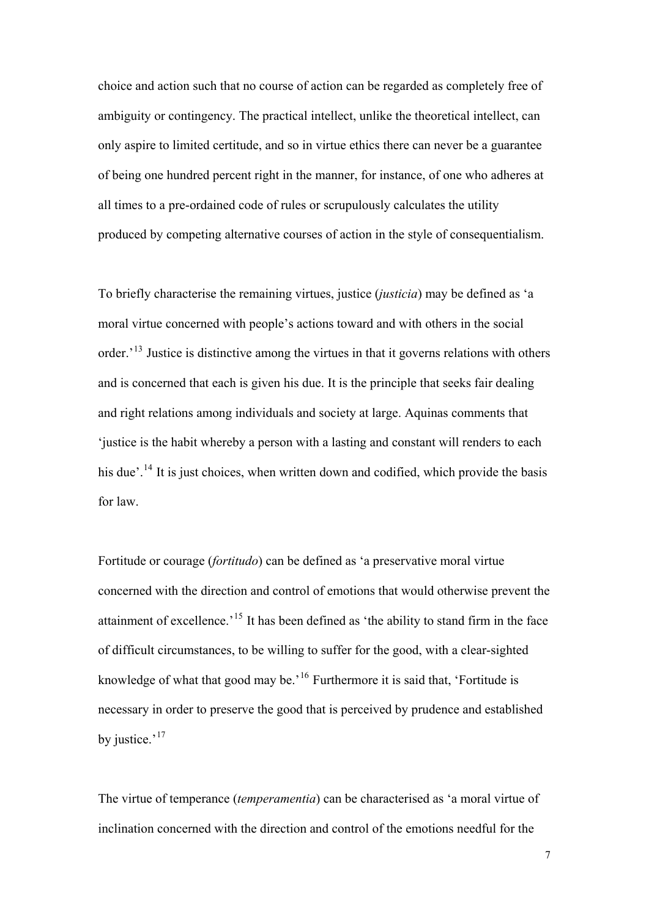choice and action such that no course of action can be regarded as completely free of ambiguity or contingency. The practical intellect, unlike the theoretical intellect, can only aspire to limited certitude, and so in virtue ethics there can never be a guarantee of being one hundred percent right in the manner, for instance, of one who adheres at all times to a pre-ordained code of rules or scrupulously calculates the utility produced by competing alternative courses of action in the style of consequentialism.

To briefly characterise the remaining virtues, justice (*justicia*) may be defined as 'a moral virtue concerned with people's actions toward and with others in the social order.'[13] Justice is distinctive among the virtues in that it governs relations with others and is concerned that each is given his due. It is the principle that seeks fair dealing and right relations among individuals and society at large. Aquinas comments that 'justice is the habit whereby a person with a lasting and constant will renders to each his due'.[14] It is just choices, when written down and codified, which provide the basis for law.

Fortitude or courage (*fortitudo*) can be defined as 'a preservative moral virtue concerned with the direction and control of emotions that would otherwise prevent the attainment of excellence.'[15] It has been defined as 'the ability to stand firm in the face of difficult circumstances, to be willing to suffer for the good, with a clear-sighted knowledge of what that good may be.'[16] Furthermore it is said that, 'Fortitude is necessary in order to preserve the good that is perceived by prudence and established by justice.'[17]

The virtue of temperance (*temperamentia*) can be characterised as 'a moral virtue of inclination concerned with the direction and control of the emotions needful for the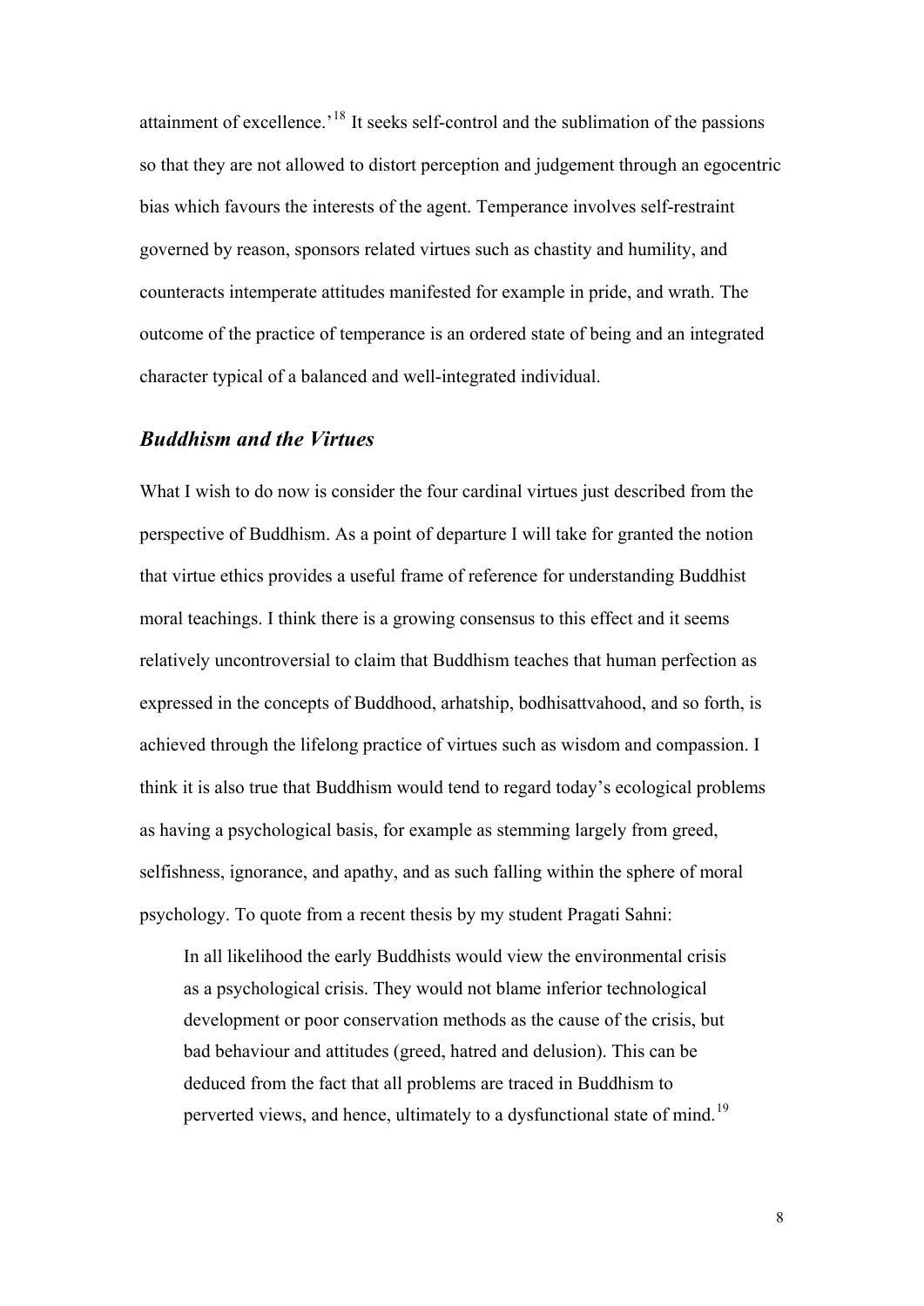attainment of excellence.'[18] It seeks self-control and the sublimation of the passions so that they are not allowed to distort perception and judgement through an egocentric bias which favours the interests of the agent. Temperance involves self-restraint governed by reason, sponsors related virtues such as chastity and humility, and counteracts intemperate attitudes manifested for example in pride, and wrath. The outcome of the practice of temperance is an ordered state of being and an integrated character typical of a balanced and well-integrated individual.

## *Buddhism and the Virtues*

What I wish to do now is consider the four cardinal virtues just described from the perspective of Buddhism. As a point of departure I will take for granted the notion that virtue ethics provides a useful frame of reference for understanding Buddhist moral teachings. I think there is a growing consensus to this effect and it seems relatively uncontroversial to claim that Buddhism teaches that human perfection as expressed in the concepts of Buddhood, arhatship, bodhisattvahood, and so forth, is achieved through the lifelong practice of virtues such as wisdom and compassion. I think it is also true that Buddhism would tend to regard today's ecological problems as having a psychological basis, for example as stemming largely from greed, selfishness, ignorance, and apathy, and as such falling within the sphere of moral psychology. To quote from a recent thesis by my student Pragati Sahni:

> In all likelihood the early Buddhists would view the environmental crisis as a psychological crisis. They would not blame inferior technological development or poor conservation methods as the cause of the crisis, but bad behaviour and attitudes (greed, hatred and delusion). This can be deduced from the fact that all problems are traced in Buddhism to perverted views, and hence, ultimately to a dysfunctional state of mind.[19]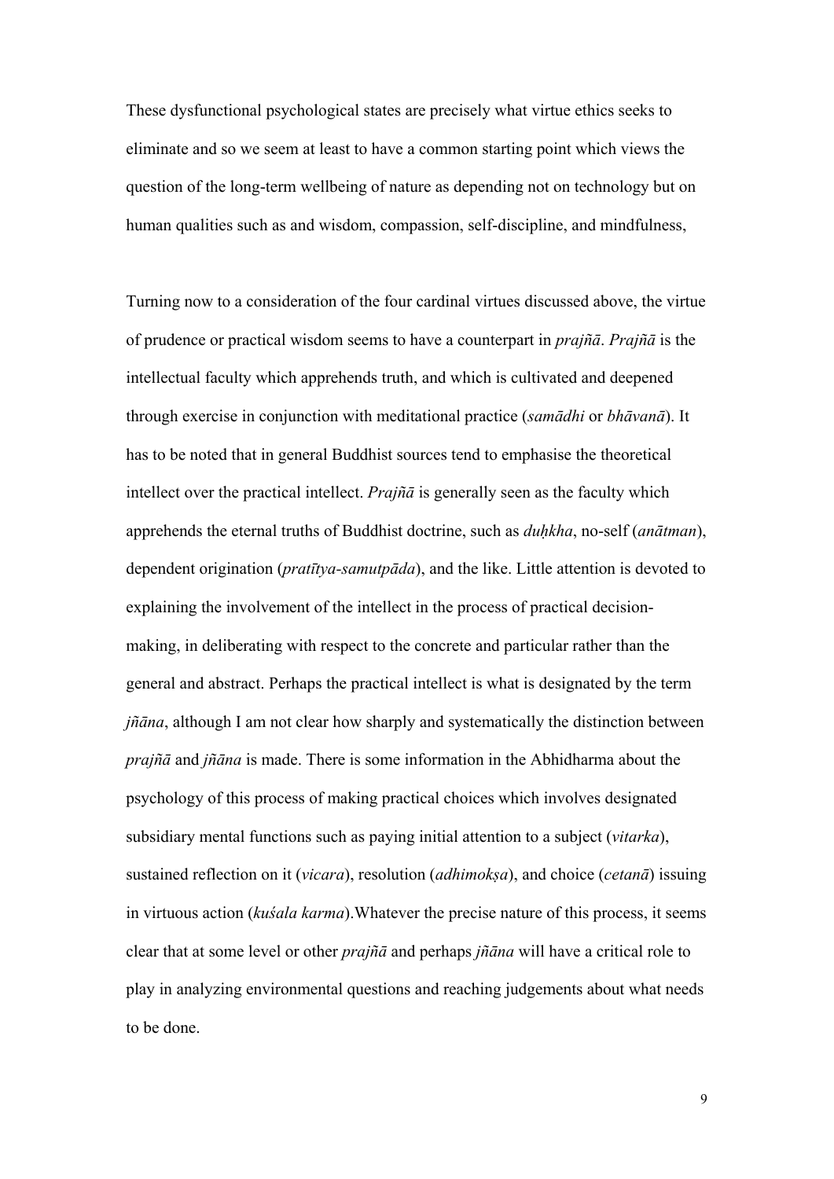These dysfunctional psychological states are precisely what virtue ethics seeks to eliminate and so we seem at least to have a common starting point which views the question of the long-term wellbeing of nature as depending not on technology but on human qualities such as and wisdom, compassion, self-discipline, and mindfulness,

Turning now to a consideration of the four cardinal virtues discussed above, the virtue of prudence or practical wisdom seems to have a counterpart in *prajñā*. *Prajñā* is the intellectual faculty which apprehends truth, and which is cultivated and deepened through exercise in conjunction with meditational practice (*samādhi* or *bhāvanā*). It has to be noted that in general Buddhist sources tend to emphasise the theoretical intellect over the practical intellect. *Prajñā* is generally seen as the faculty which apprehends the eternal truths of Buddhist doctrine, such as *duḥkha*, no-self (*anātman*), dependent origination (*pratītya-samutpāda*), and the like. Little attention is devoted to explaining the involvement of the intellect in the process of practical decision-making, in deliberating with respect to the concrete and particular rather than the general and abstract. Perhaps the practical intellect is what is designated by the term *jñāna*, although I am not clear how sharply and systematically the distinction between *prajñā* and *jñāna* is made. There is some information in the Abhidharma about the psychology of this process of making practical choices which involves designated subsidiary mental functions such as paying initial attention to a subject (*vitarka*), sustained reflection on it (*vicara*), resolution (*adhimokṣa*), and choice (*cetanā*) issuing in virtuous action (*kuśala karma*).Whatever the precise nature of this process, it seems clear that at some level or other *prajñā* and perhaps *jñāna* will have a critical role to play in analyzing environmental questions and reaching judgements about what needs to be done.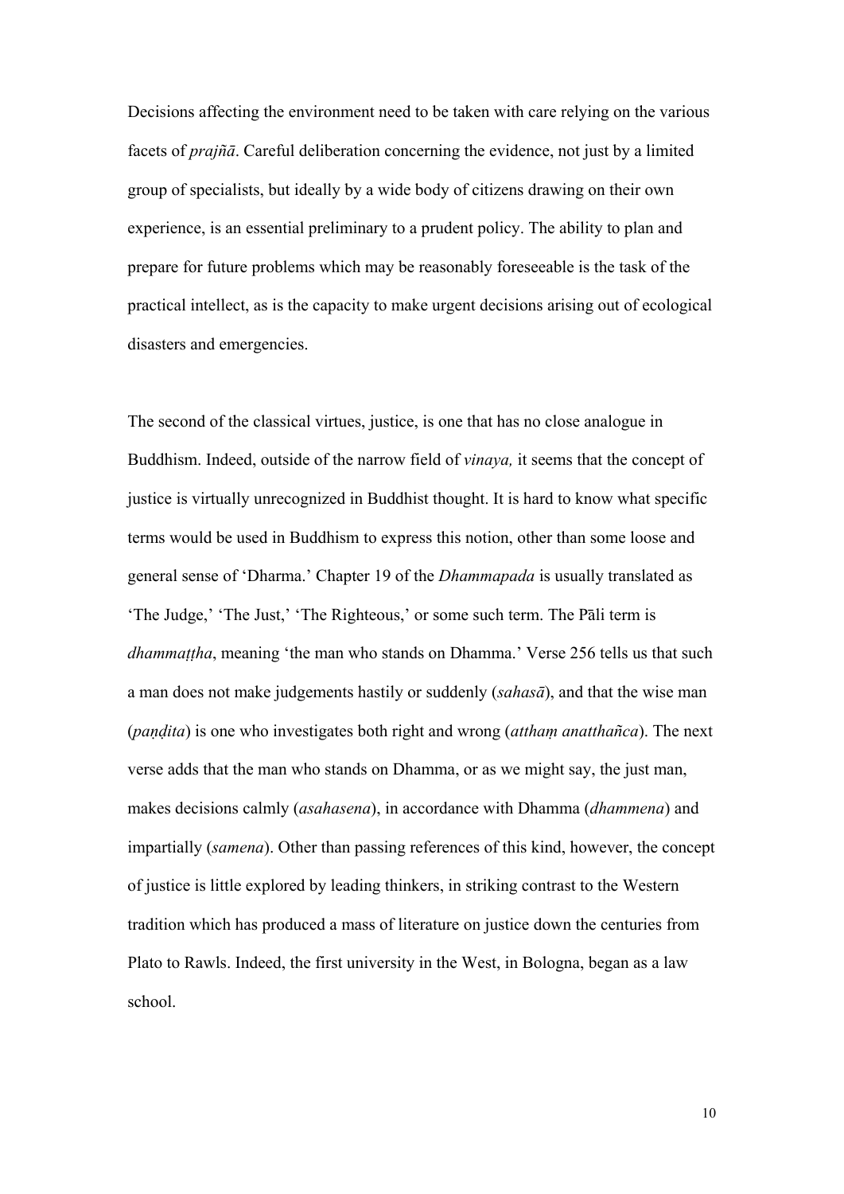Decisions affecting the environment need to be taken with care relying on the various facets of *prajñā*. Careful deliberation concerning the evidence, not just by a limited group of specialists, but ideally by a wide body of citizens drawing on their own experience, is an essential preliminary to a prudent policy. The ability to plan and prepare for future problems which may be reasonably foreseeable is the task of the practical intellect, as is the capacity to make urgent decisions arising out of ecological disasters and emergencies.

The second of the classical virtues, justice, is one that has no close analogue in Buddhism. Indeed, outside of the narrow field of *vinaya,* it seems that the concept of justice is virtually unrecognized in Buddhist thought. It is hard to know what specific terms would be used in Buddhism to express this notion, other than some loose and general sense of 'Dharma.' Chapter 19 of the *Dhammapada* is usually translated as 'The Judge,' 'The Just,' 'The Righteous,' or some such term. The Pāli term is *dhammaṭṭha*, meaning 'the man who stands on Dhamma.' Verse 256 tells us that such a man does not make judgements hastily or suddenly (*sahasā*), and that the wise man (*paṇḍita*) is one who investigates both right and wrong (*atthaṃ anatthañca*). The next verse adds that the man who stands on Dhamma, or as we might say, the just man, makes decisions calmly (*asahasena*), in accordance with Dhamma (*dhammena*) and impartially (*samena*). Other than passing references of this kind, however, the concept of justice is little explored by leading thinkers, in striking contrast to the Western tradition which has produced a mass of literature on justice down the centuries from Plato to Rawls. Indeed, the first university in the West, in Bologna, began as a law school.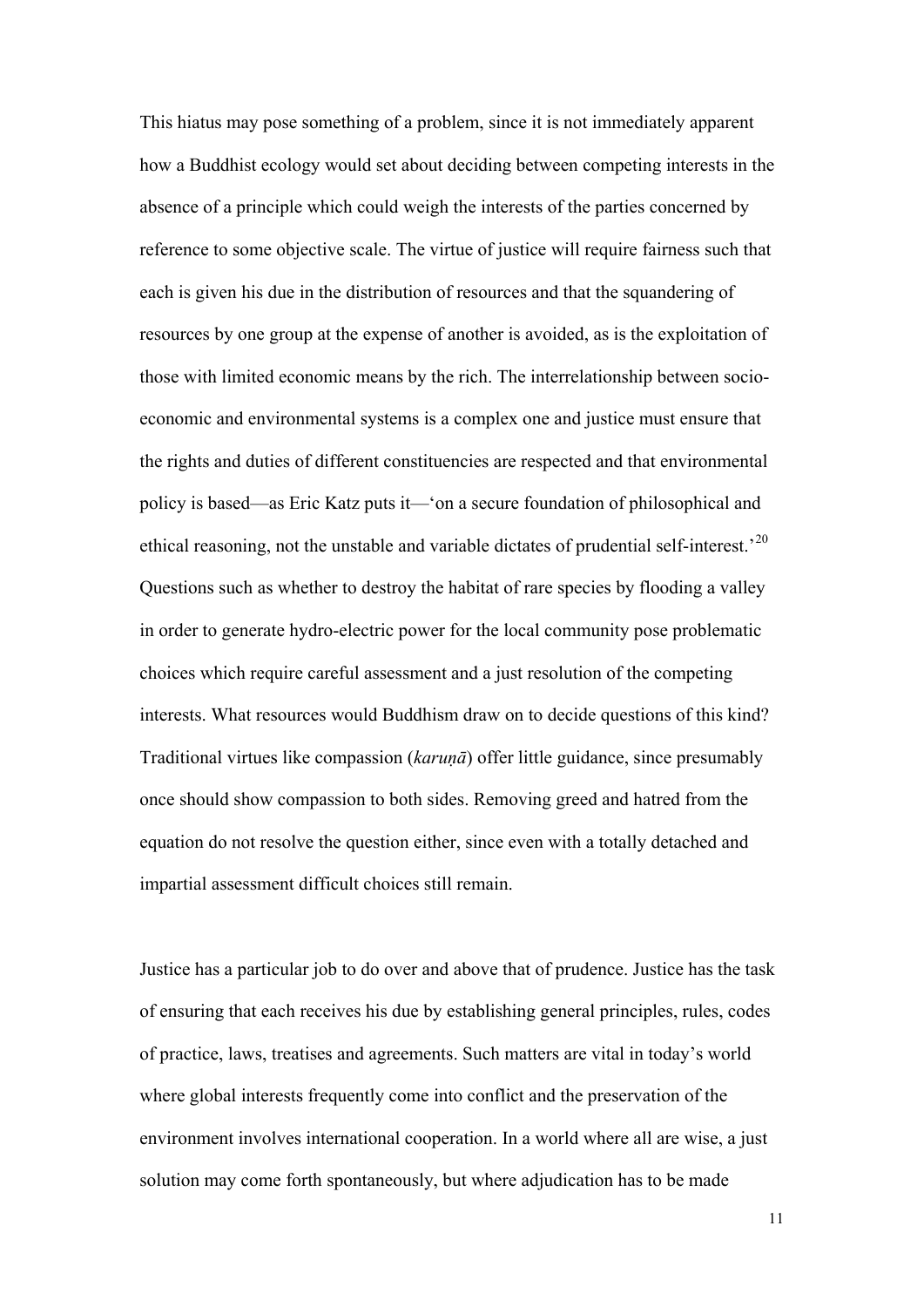This hiatus may pose something of a problem, since it is not immediately apparent how a Buddhist ecology would set about deciding between competing interests in the absence of a principle which could weigh the interests of the parties concerned by reference to some objective scale. The virtue of justice will require fairness such that each is given his due in the distribution of resources and that the squandering of resources by one group at the expense of another is avoided, as is the exploitation of those with limited economic means by the rich. The interrelationship between socio-economic and environmental systems is a complex one and justice must ensure that the rights and duties of different constituencies are respected and that environmental policy is based—as Eric Katz puts it—'on a secure foundation of philosophical and ethical reasoning, not the unstable and variable dictates of prudential self-interest.'[20] Questions such as whether to destroy the habitat of rare species by flooding a valley in order to generate hydro-electric power for the local community pose problematic choices which require careful assessment and a just resolution of the competing interests. What resources would Buddhism draw on to decide questions of this kind? Traditional virtues like compassion (*karuṇā*) offer little guidance, since presumably once should show compassion to both sides. Removing greed and hatred from the equation do not resolve the question either, since even with a totally detached and impartial assessment difficult choices still remain.

Justice has a particular job to do over and above that of prudence. Justice has the task of ensuring that each receives his due by establishing general principles, rules, codes of practice, laws, treatises and agreements. Such matters are vital in today's world where global interests frequently come into conflict and the preservation of the environment involves international cooperation. In a world where all are wise, a just solution may come forth spontaneously, but where adjudication has to be made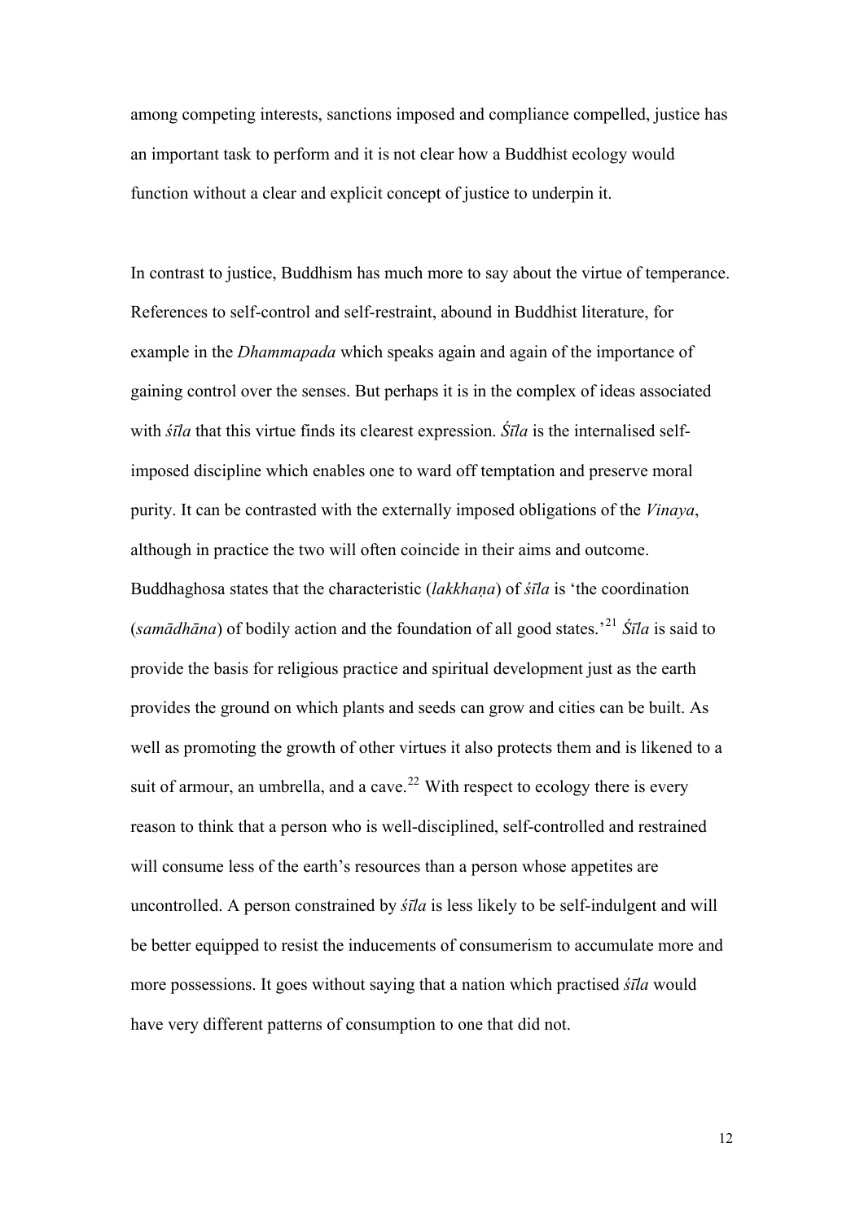among competing interests, sanctions imposed and compliance compelled, justice has an important task to perform and it is not clear how a Buddhist ecology would function without a clear and explicit concept of justice to underpin it.

In contrast to justice, Buddhism has much more to say about the virtue of temperance. References to self-control and self-restraint, abound in Buddhist literature, for example in the *Dhammapada* which speaks again and again of the importance of gaining control over the senses. But perhaps it is in the complex of ideas associated with *śīla* that this virtue finds its clearest expression. *Śīla* is the internalised self-imposed discipline which enables one to ward off temptation and preserve moral purity. It can be contrasted with the externally imposed obligations of the *Vinaya*, although in practice the two will often coincide in their aims and outcome. Buddhaghosa states that the characteristic (*lakkhaṇa*) of *śīla* is 'the coordination (*samādhāna*) of bodily action and the foundation of all good states.'[21] *Śīla* is said to provide the basis for religious practice and spiritual development just as the earth provides the ground on which plants and seeds can grow and cities can be built. As well as promoting the growth of other virtues it also protects them and is likened to a suit of armour, an umbrella, and a cave.[22] With respect to ecology there is every reason to think that a person who is well-disciplined, self-controlled and restrained will consume less of the earth's resources than a person whose appetites are uncontrolled. A person constrained by *śīla* is less likely to be self-indulgent and will be better equipped to resist the inducements of consumerism to accumulate more and more possessions. It goes without saying that a nation which practised *śīla* would have very different patterns of consumption to one that did not.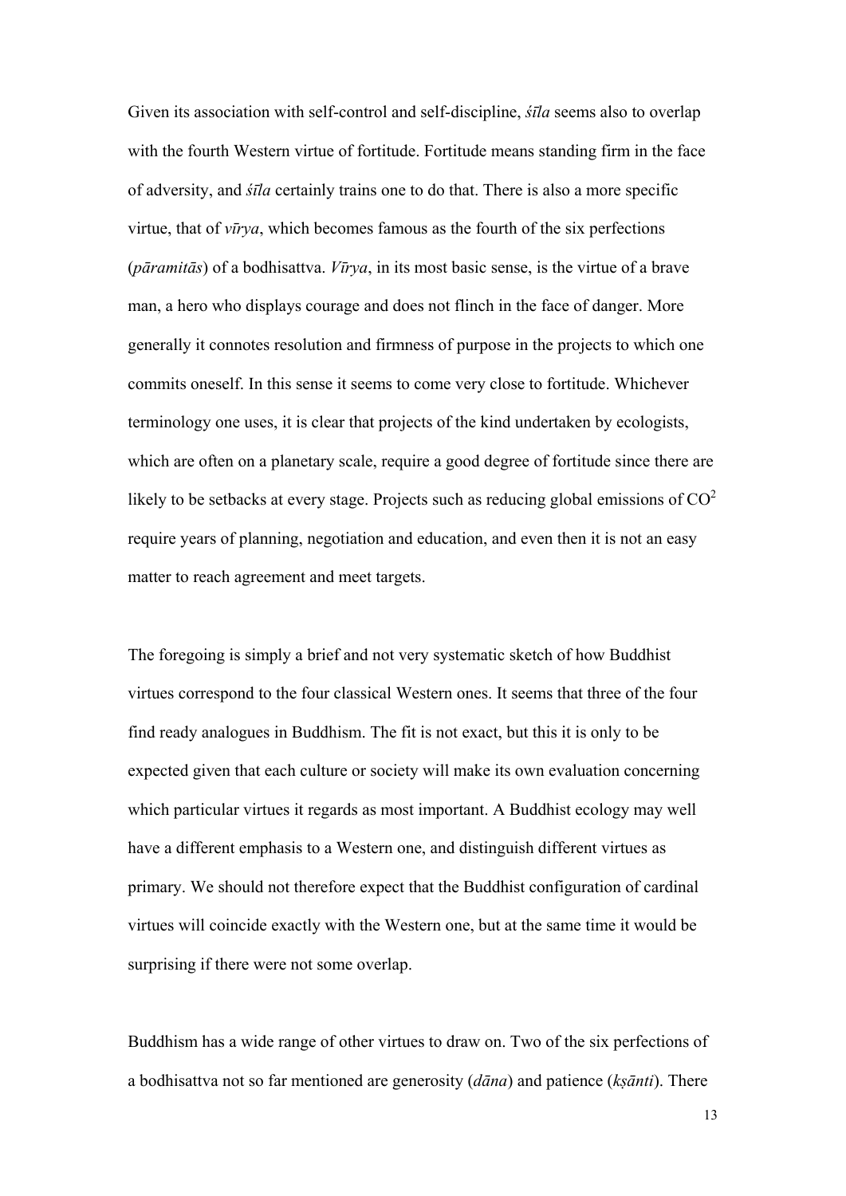Given its association with self-control and self-discipline, *śīla* seems also to overlap with the fourth Western virtue of fortitude. Fortitude means standing firm in the face of adversity, and *śīla* certainly trains one to do that. There is also a more specific virtue, that of *vīrya*, which becomes famous as the fourth of the six perfections (*pāramitās*) of a bodhisattva. *Vīrya*, in its most basic sense, is the virtue of a brave man, a hero who displays courage and does not flinch in the face of danger. More generally it connotes resolution and firmness of purpose in the projects to which one commits oneself. In this sense it seems to come very close to fortitude. Whichever terminology one uses, it is clear that projects of the kind undertaken by ecologists, which are often on a planetary scale, require a good degree of fortitude since there are likely to be setbacks at every stage. Projects such as reducing global emissions of $CO^2$ require years of planning, negotiation and education, and even then it is not an easy matter to reach agreement and meet targets.

The foregoing is simply a brief and not very systematic sketch of how Buddhist virtues correspond to the four classical Western ones. It seems that three of the four find ready analogues in Buddhism. The fit is not exact, but this it is only to be expected given that each culture or society will make its own evaluation concerning which particular virtues it regards as most important. A Buddhist ecology may well have a different emphasis to a Western one, and distinguish different virtues as primary. We should not therefore expect that the Buddhist configuration of cardinal virtues will coincide exactly with the Western one, but at the same time it would be surprising if there were not some overlap.

Buddhism has a wide range of other virtues to draw on. Two of the six perfections of a bodhisattva not so far mentioned are generosity (*dāna*) and patience (*kṣānti*). There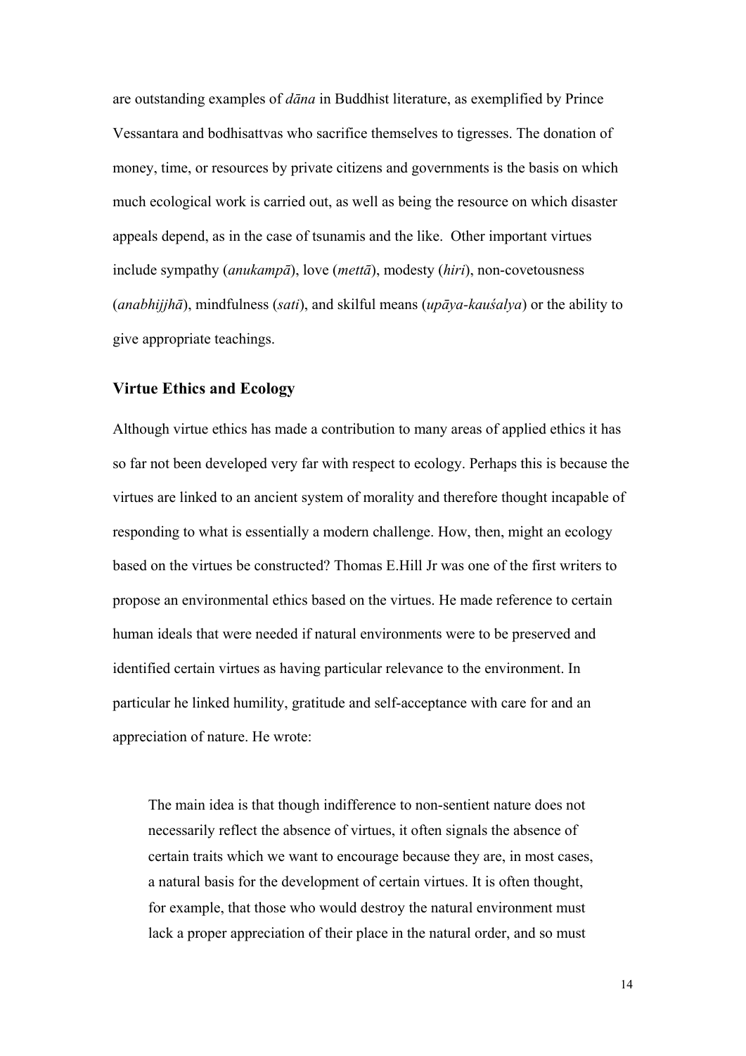are outstanding examples of *dāna* in Buddhist literature, as exemplified by Prince Vessantara and bodhisattvas who sacrifice themselves to tigresses. The donation of money, time, or resources by private citizens and governments is the basis on which much ecological work is carried out, as well as being the resource on which disaster appeals depend, as in the case of tsunamis and the like. Other important virtues include sympathy (*anukampā*), love (*mettā*), modesty (*hiri*), non-covetousness (*anabhijjhā*), mindfulness (*sati*), and skilful means (*upāya-kauśalya*) or the ability to give appropriate teachings.

## Virtue Ethics and Ecology

Although virtue ethics has made a contribution to many areas of applied ethics it has so far not been developed very far with respect to ecology. Perhaps this is because the virtues are linked to an ancient system of morality and therefore thought incapable of responding to what is essentially a modern challenge. How, then, might an ecology based on the virtues be constructed? Thomas E.Hill Jr was one of the first writers to propose an environmental ethics based on the virtues. He made reference to certain human ideals that were needed if natural environments were to be preserved and identified certain virtues as having particular relevance to the environment. In particular he linked humility, gratitude and self-acceptance with care for and an appreciation of nature. He wrote:

> The main idea is that though indifference to non-sentient nature does not necessarily reflect the absence of virtues, it often signals the absence of certain traits which we want to encourage because they are, in most cases, a natural basis for the development of certain virtues. It is often thought, for example, that those who would destroy the natural environment must lack a proper appreciation of their place in the natural order, and so must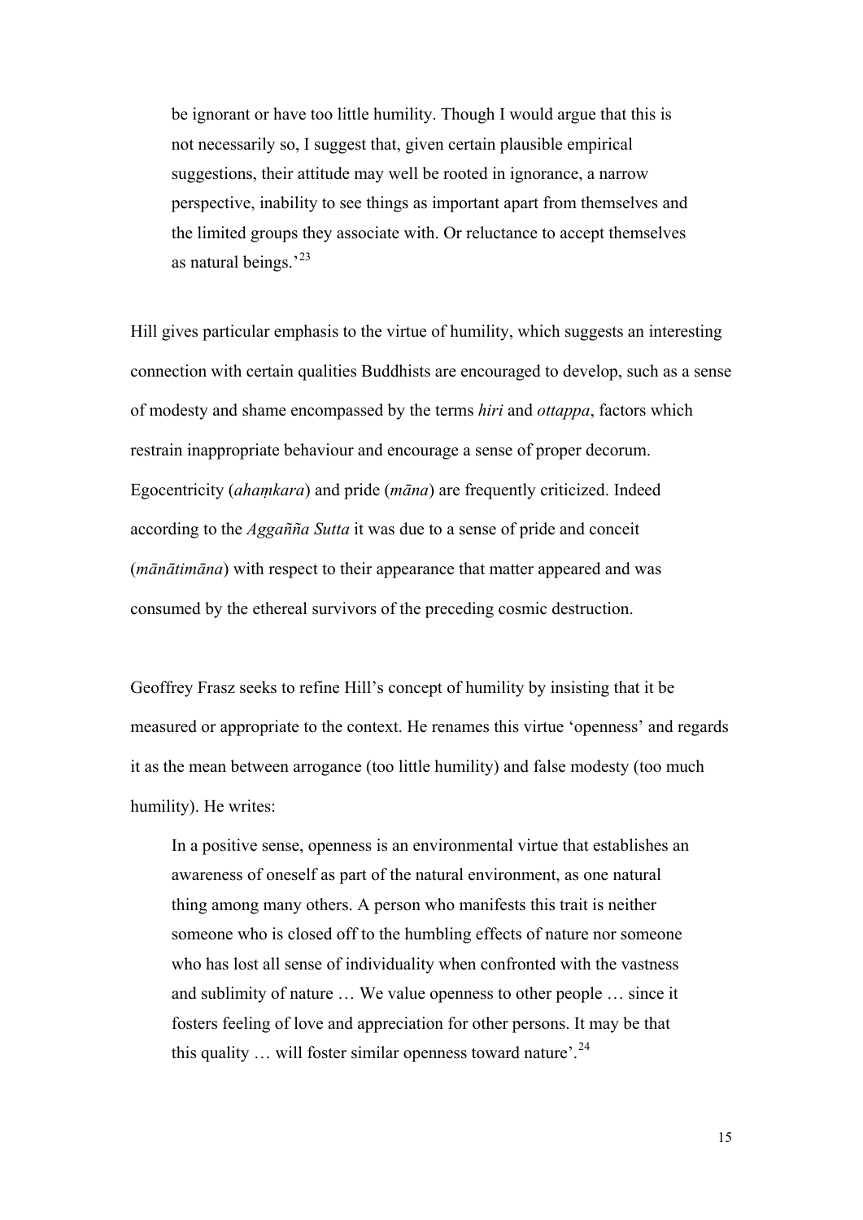> be ignorant or have too little humility. Though I would argue that this is not necessarily so, I suggest that, given certain plausible empirical suggestions, their attitude may well be rooted in ignorance, a narrow perspective, inability to see things as important apart from themselves and the limited groups they associate with. Or reluctance to accept themselves as natural beings.'[23]

Hill gives particular emphasis to the virtue of humility, which suggests an interesting connection with certain qualities Buddhists are encouraged to develop, such as a sense of modesty and shame encompassed by the terms *hiri* and *ottappa*, factors which restrain inappropriate behaviour and encourage a sense of proper decorum. Egocentricity (*ahaṃkara*) and pride (*māna*) are frequently criticized. Indeed according to the *Aggañña Sutta* it was due to a sense of pride and conceit (*mānātimāna*) with respect to their appearance that matter appeared and was consumed by the ethereal survivors of the preceding cosmic destruction.

Geoffrey Frasz seeks to refine Hill's concept of humility by insisting that it be measured or appropriate to the context. He renames this virtue 'openness' and regards it as the mean between arrogance (too little humility) and false modesty (too much humility). He writes:

> In a positive sense, openness is an environmental virtue that establishes an awareness of oneself as part of the natural environment, as one natural thing among many others. A person who manifests this trait is neither someone who is closed off to the humbling effects of nature nor someone who has lost all sense of individuality when confronted with the vastness and sublimity of nature … We value openness to other people … since it fosters feeling of love and appreciation for other persons. It may be that this quality … will foster similar openness toward nature'.[24]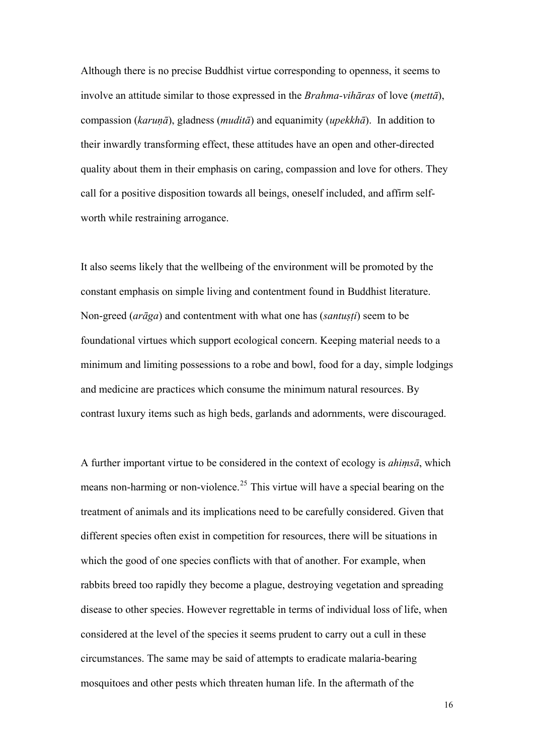Although there is no precise Buddhist virtue corresponding to openness, it seems to involve an attitude similar to those expressed in the *Brahma-vihāras* of love (*mettā*), compassion (*karuṇā*), gladness (*muditā*) and equanimity (*upekkhā*). In addition to their inwardly transforming effect, these attitudes have an open and other-directed quality about them in their emphasis on caring, compassion and love for others. They call for a positive disposition towards all beings, oneself included, and affirm self-worth while restraining arrogance.

It also seems likely that the wellbeing of the environment will be promoted by the constant emphasis on simple living and contentment found in Buddhist literature. Non-greed (*arāga*) and contentment with what one has (*santuṣṭi*) seem to be foundational virtues which support ecological concern. Keeping material needs to a minimum and limiting possessions to a robe and bowl, food for a day, simple lodgings and medicine are practices which consume the minimum natural resources. By contrast luxury items such as high beds, garlands and adornments, were discouraged.

A further important virtue to be considered in the context of ecology is *ahiṃsā*, which means non-harming or non-violence.[25] This virtue will have a special bearing on the treatment of animals and its implications need to be carefully considered. Given that different species often exist in competition for resources, there will be situations in which the good of one species conflicts with that of another. For example, when rabbits breed too rapidly they become a plague, destroying vegetation and spreading disease to other species. However regrettable in terms of individual loss of life, when considered at the level of the species it seems prudent to carry out a cull in these circumstances. The same may be said of attempts to eradicate malaria-bearing mosquitoes and other pests which threaten human life. In the aftermath of the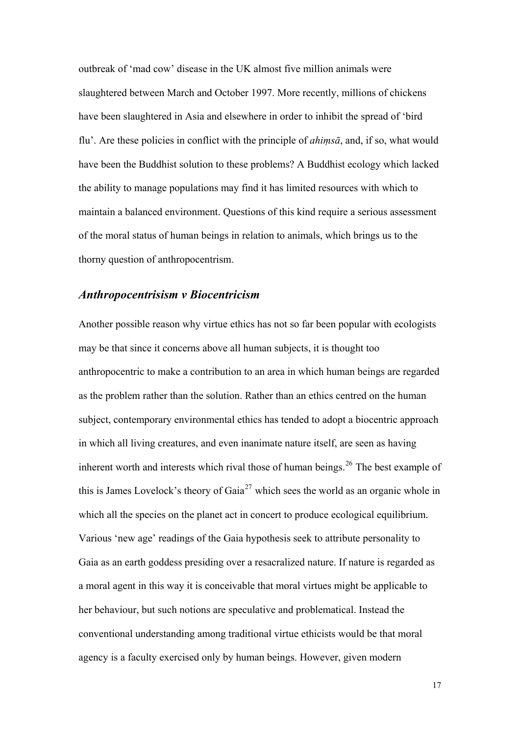outbreak of 'mad cow' disease in the UK almost five million animals were slaughtered between March and October 1997. More recently, millions of chickens have been slaughtered in Asia and elsewhere in order to inhibit the spread of 'bird flu'. Are these policies in conflict with the principle of *ahiṃsā*, and, if so, what would have been the Buddhist solution to these problems? A Buddhist ecology which lacked the ability to manage populations may find it has limited resources with which to maintain a balanced environment. Questions of this kind require a serious assessment of the moral status of human beings in relation to animals, which brings us to the thorny question of anthropocentrism.

## *Anthropocentrisism v Biocentricism*

Another possible reason why virtue ethics has not so far been popular with ecologists may be that since it concerns above all human subjects, it is thought too anthropocentric to make a contribution to an area in which human beings are regarded as the problem rather than the solution. Rather than an ethics centred on the human subject, contemporary environmental ethics has tended to adopt a biocentric approach in which all living creatures, and even inanimate nature itself, are seen as having inherent worth and interests which rival those of human beings.[26] The best example of this is James Lovelock's theory of Gaia[27] which sees the world as an organic whole in which all the species on the planet act in concert to produce ecological equilibrium. Various 'new age' readings of the Gaia hypothesis seek to attribute personality to Gaia as an earth goddess presiding over a resacralized nature. If nature is regarded as a moral agent in this way it is conceivable that moral virtues might be applicable to her behaviour, but such notions are speculative and problematical. Instead the conventional understanding among traditional virtue ethicists would be that moral agency is a faculty exercised only by human beings. However, given modern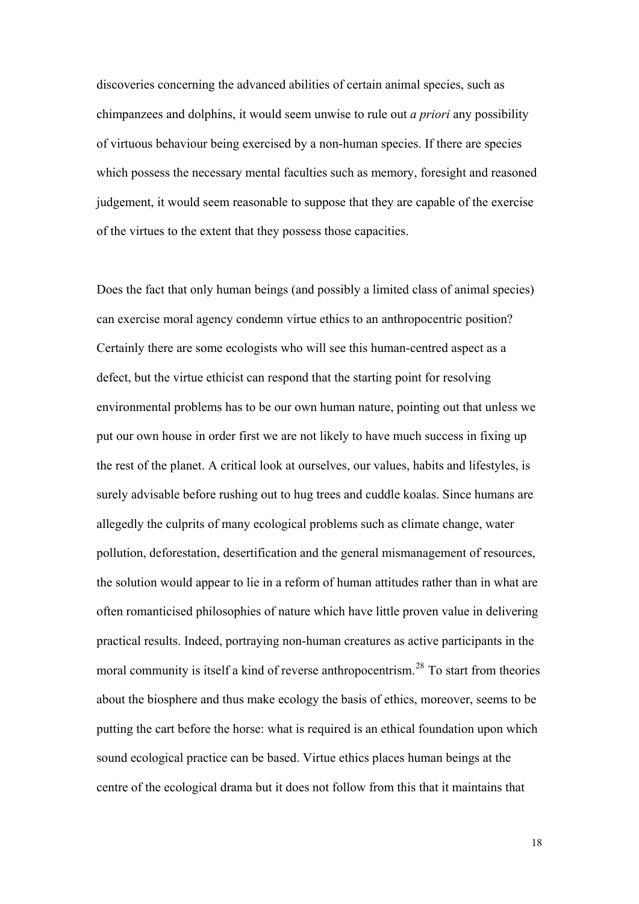discoveries concerning the advanced abilities of certain animal species, such as chimpanzees and dolphins, it would seem unwise to rule out *a priori* any possibility of virtuous behaviour being exercised by a non-human species. If there are species which possess the necessary mental faculties such as memory, foresight and reasoned judgement, it would seem reasonable to suppose that they are capable of the exercise of the virtues to the extent that they possess those capacities.

Does the fact that only human beings (and possibly a limited class of animal species) can exercise moral agency condemn virtue ethics to an anthropocentric position? Certainly there are some ecologists who will see this human-centred aspect as a defect, but the virtue ethicist can respond that the starting point for resolving environmental problems has to be our own human nature, pointing out that unless we put our own house in order first we are not likely to have much success in fixing up the rest of the planet. A critical look at ourselves, our values, habits and lifestyles, is surely advisable before rushing out to hug trees and cuddle koalas. Since humans are allegedly the culprits of many ecological problems such as climate change, water pollution, deforestation, desertification and the general mismanagement of resources, the solution would appear to lie in a reform of human attitudes rather than in what are often romanticised philosophies of nature which have little proven value in delivering practical results. Indeed, portraying non-human creatures as active participants in the moral community is itself a kind of reverse anthropocentrism.[28] To start from theories about the biosphere and thus make ecology the basis of ethics, moreover, seems to be putting the cart before the horse: what is required is an ethical foundation upon which sound ecological practice can be based. Virtue ethics places human beings at the centre of the ecological drama but it does not follow from this that it maintains that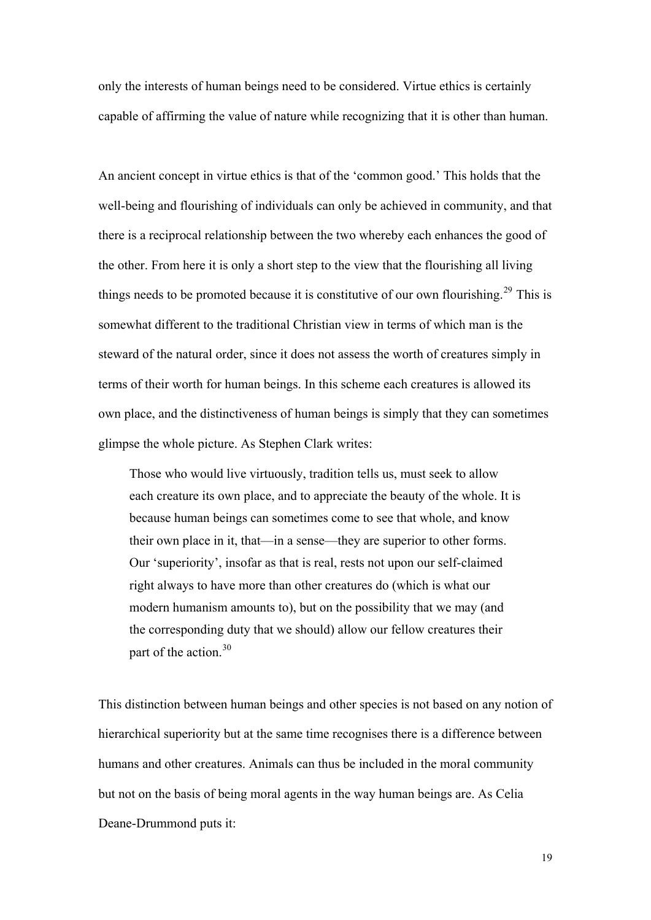only the interests of human beings need to be considered. Virtue ethics is certainly capable of affirming the value of nature while recognizing that it is other than human.

An ancient concept in virtue ethics is that of the 'common good.' This holds that the well-being and flourishing of individuals can only be achieved in community, and that there is a reciprocal relationship between the two whereby each enhances the good of the other. From here it is only a short step to the view that the flourishing all living things needs to be promoted because it is constitutive of our own flourishing.[29] This is somewhat different to the traditional Christian view in terms of which man is the steward of the natural order, since it does not assess the worth of creatures simply in terms of their worth for human beings. In this scheme each creatures is allowed its own place, and the distinctiveness of human beings is simply that they can sometimes glimpse the whole picture. As Stephen Clark writes:

> Those who would live virtuously, tradition tells us, must seek to allow each creature its own place, and to appreciate the beauty of the whole. It is because human beings can sometimes come to see that whole, and know their own place in it, that—in a sense—they are superior to other forms. Our 'superiority', insofar as that is real, rests not upon our self-claimed right always to have more than other creatures do (which is what our modern humanism amounts to), but on the possibility that we may (and the corresponding duty that we should) allow our fellow creatures their part of the action.[30]

This distinction between human beings and other species is not based on any notion of hierarchical superiority but at the same time recognises there is a difference between humans and other creatures. Animals can thus be included in the moral community but not on the basis of being moral agents in the way human beings are. As Celia Deane-Drummond puts it: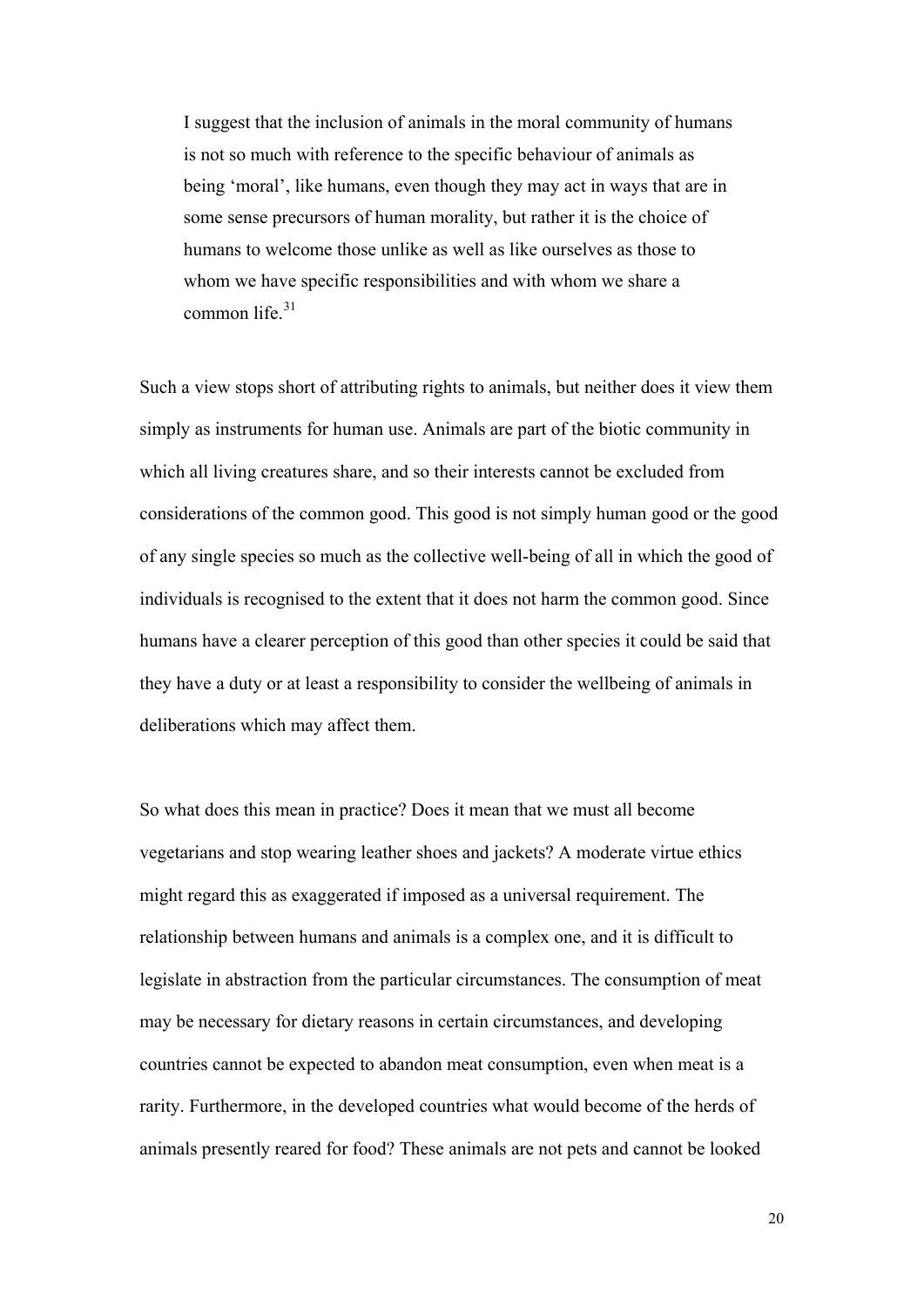> I suggest that the inclusion of animals in the moral community of humans is not so much with reference to the specific behaviour of animals as being 'moral', like humans, even though they may act in ways that are in some sense precursors of human morality, but rather it is the choice of humans to welcome those unlike as well as like ourselves as those to whom we have specific responsibilities and with whom we share a common life.[31]

Such a view stops short of attributing rights to animals, but neither does it view them simply as instruments for human use. Animals are part of the biotic community in which all living creatures share, and so their interests cannot be excluded from considerations of the common good. This good is not simply human good or the good of any single species so much as the collective well-being of all in which the good of individuals is recognised to the extent that it does not harm the common good. Since humans have a clearer perception of this good than other species it could be said that they have a duty or at least a responsibility to consider the wellbeing of animals in deliberations which may affect them.

So what does this mean in practice? Does it mean that we must all become vegetarians and stop wearing leather shoes and jackets? A moderate virtue ethics might regard this as exaggerated if imposed as a universal requirement. The relationship between humans and animals is a complex one, and it is difficult to legislate in abstraction from the particular circumstances. The consumption of meat may be necessary for dietary reasons in certain circumstances, and developing countries cannot be expected to abandon meat consumption, even when meat is a rarity. Furthermore, in the developed countries what would become of the herds of animals presently reared for food? These animals are not pets and cannot be looked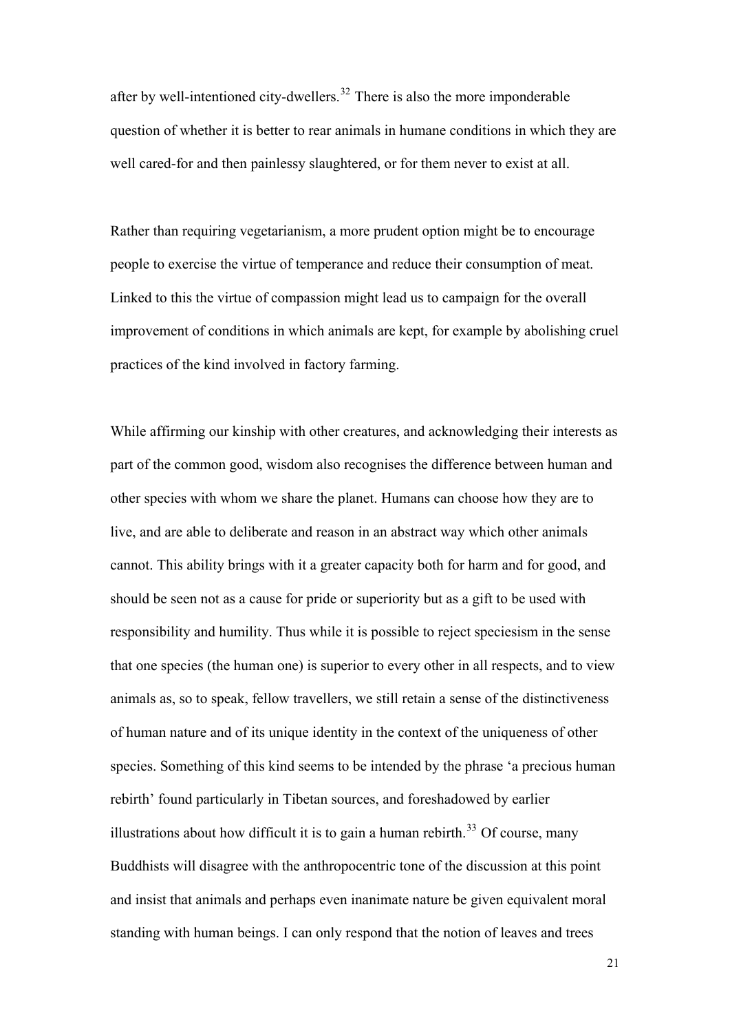after by well-intentioned city-dwellers.[32] There is also the more imponderable question of whether it is better to rear animals in humane conditions in which they are well cared-for and then painlessy slaughtered, or for them never to exist at all.

Rather than requiring vegetarianism, a more prudent option might be to encourage people to exercise the virtue of temperance and reduce their consumption of meat. Linked to this the virtue of compassion might lead us to campaign for the overall improvement of conditions in which animals are kept, for example by abolishing cruel practices of the kind involved in factory farming.

While affirming our kinship with other creatures, and acknowledging their interests as part of the common good, wisdom also recognises the difference between human and other species with whom we share the planet. Humans can choose how they are to live, and are able to deliberate and reason in an abstract way which other animals cannot. This ability brings with it a greater capacity both for harm and for good, and should be seen not as a cause for pride or superiority but as a gift to be used with responsibility and humility. Thus while it is possible to reject speciesism in the sense that one species (the human one) is superior to every other in all respects, and to view animals as, so to speak, fellow travellers, we still retain a sense of the distinctiveness of human nature and of its unique identity in the context of the uniqueness of other species. Something of this kind seems to be intended by the phrase 'a precious human rebirth' found particularly in Tibetan sources, and foreshadowed by earlier illustrations about how difficult it is to gain a human rebirth.[33] Of course, many Buddhists will disagree with the anthropocentric tone of the discussion at this point and insist that animals and perhaps even inanimate nature be given equivalent moral standing with human beings. I can only respond that the notion of leaves and trees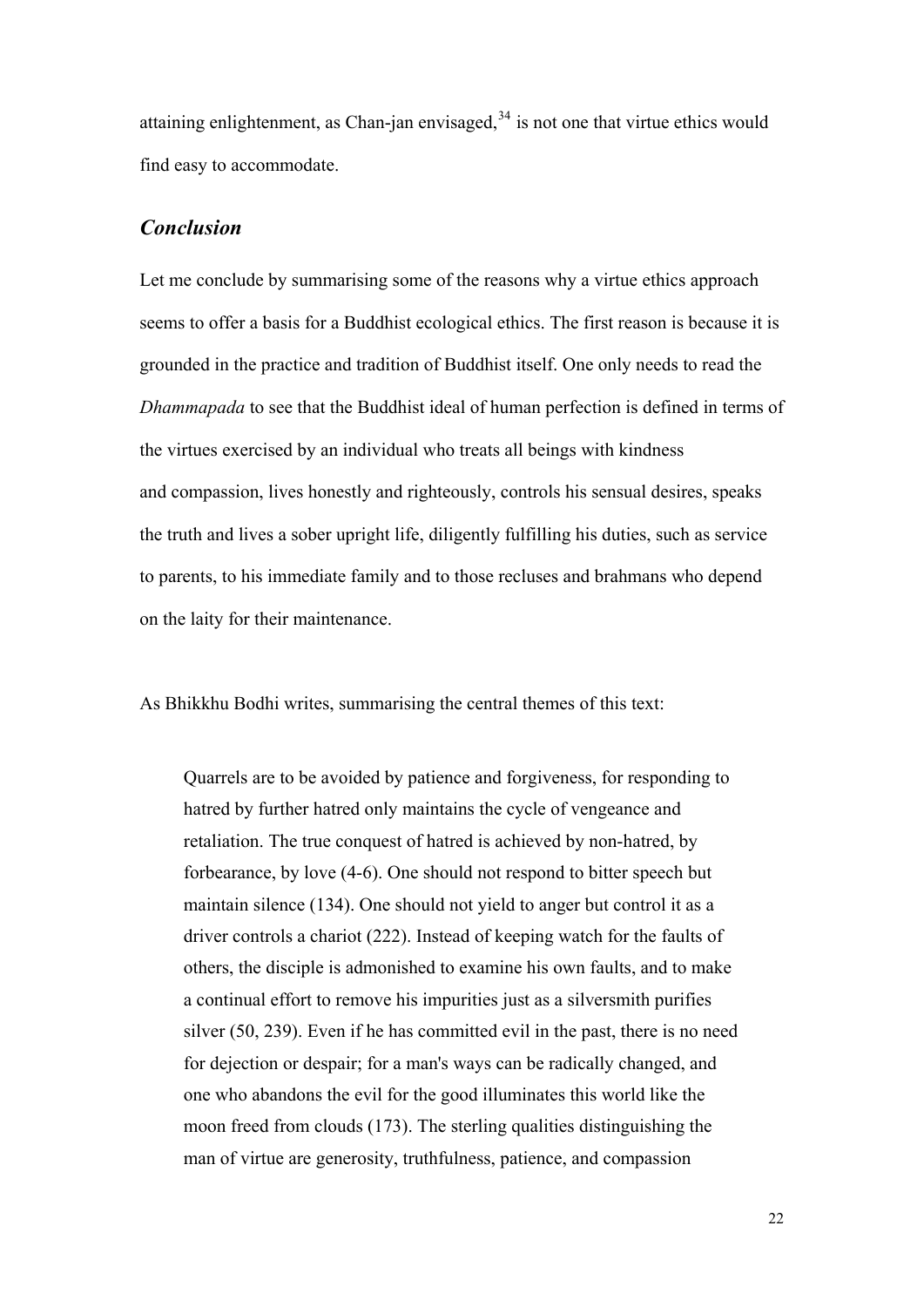attaining enlightenment, as Chan-jan envisaged,[34] is not one that virtue ethics would find easy to accommodate.

## *Conclusion*

Let me conclude by summarising some of the reasons why a virtue ethics approach seems to offer a basis for a Buddhist ecological ethics. The first reason is because it is grounded in the practice and tradition of Buddhist itself. One only needs to read the *Dhammapada* to see that the Buddhist ideal of human perfection is defined in terms of the virtues exercised by an individual who treats all beings with kindness and compassion, lives honestly and righteously, controls his sensual desires, speaks the truth and lives a sober upright life, diligently fulfilling his duties, such as service to parents, to his immediate family and to those recluses and brahmans who depend on the laity for their maintenance.

As Bhikkhu Bodhi writes, summarising the central themes of this text:

> Quarrels are to be avoided by patience and forgiveness, for responding to hatred by further hatred only maintains the cycle of vengeance and retaliation. The true conquest of hatred is achieved by non-hatred, by forbearance, by love (4-6). One should not respond to bitter speech but maintain silence (134). One should not yield to anger but control it as a driver controls a chariot (222). Instead of keeping watch for the faults of others, the disciple is admonished to examine his own faults, and to make a continual effort to remove his impurities just as a silversmith purifies silver (50, 239). Even if he has committed evil in the past, there is no need for dejection or despair; for a man's ways can be radically changed, and one who abandons the evil for the good illuminates this world like the moon freed from clouds (173). The sterling qualities distinguishing the man of virtue are generosity, truthfulness, patience, and compassion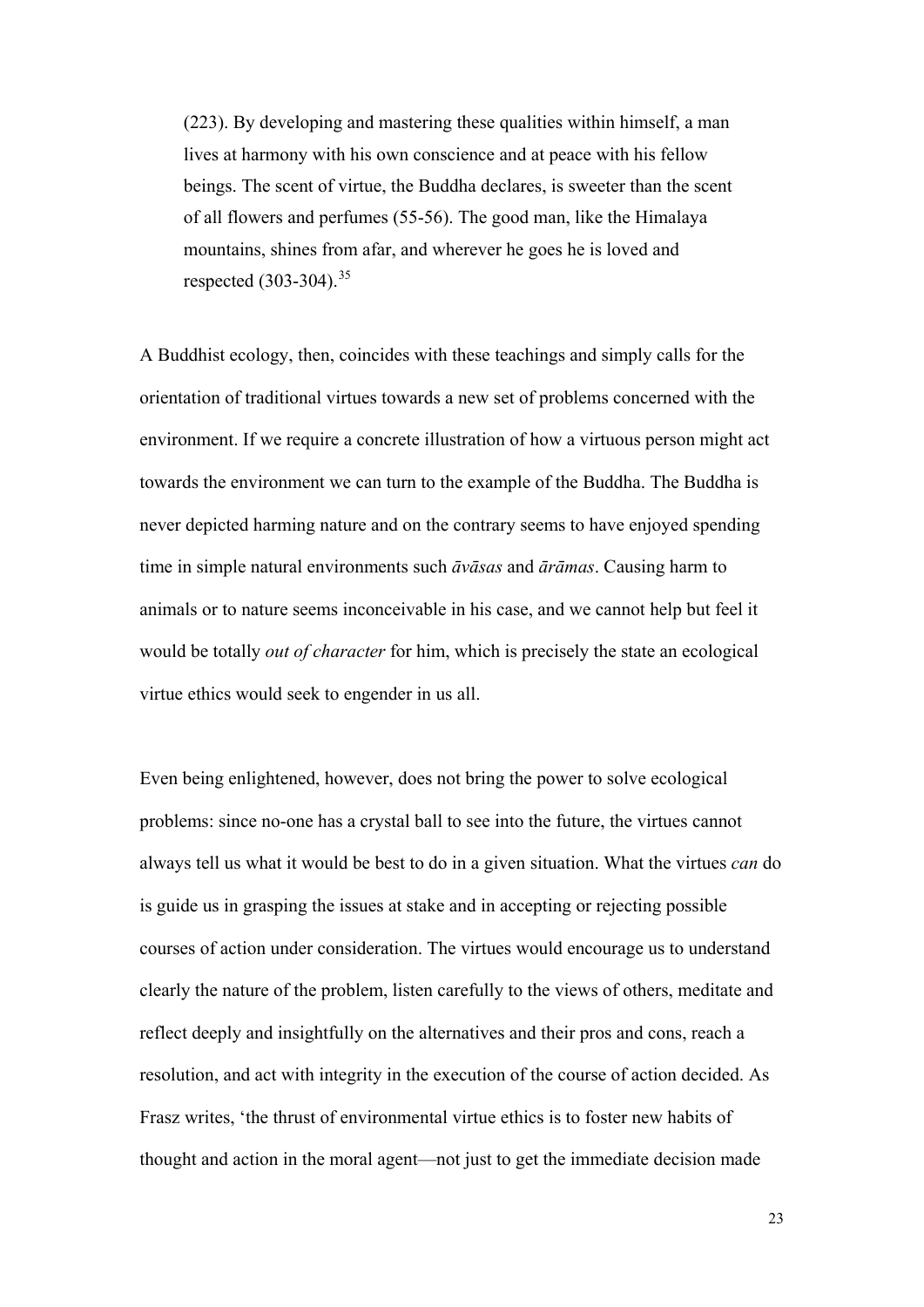(223). By developing and mastering these qualities within himself, a man lives at harmony with his own conscience and at peace with his fellow beings. The scent of virtue, the Buddha declares, is sweeter than the scent of all flowers and perfumes (55-56). The good man, like the Himalaya mountains, shines from afar, and wherever he goes he is loved and respected (303-304).[35]

A Buddhist ecology, then, coincides with these teachings and simply calls for the orientation of traditional virtues towards a new set of problems concerned with the environment. If we require a concrete illustration of how a virtuous person might act towards the environment we can turn to the example of the Buddha. The Buddha is never depicted harming nature and on the contrary seems to have enjoyed spending time in simple natural environments such *āvāsas* and *ārāmas*. Causing harm to animals or to nature seems inconceivable in his case, and we cannot help but feel it would be totally *out of character* for him, which is precisely the state an ecological virtue ethics would seek to engender in us all.

Even being enlightened, however, does not bring the power to solve ecological problems: since no-one has a crystal ball to see into the future, the virtues cannot always tell us what it would be best to do in a given situation. What the virtues *can* do is guide us in grasping the issues at stake and in accepting or rejecting possible courses of action under consideration. The virtues would encourage us to understand clearly the nature of the problem, listen carefully to the views of others, meditate and reflect deeply and insightfully on the alternatives and their pros and cons, reach a resolution, and act with integrity in the execution of the course of action decided. As Frasz writes, 'the thrust of environmental virtue ethics is to foster new habits of thought and action in the moral agent—not just to get the immediate decision made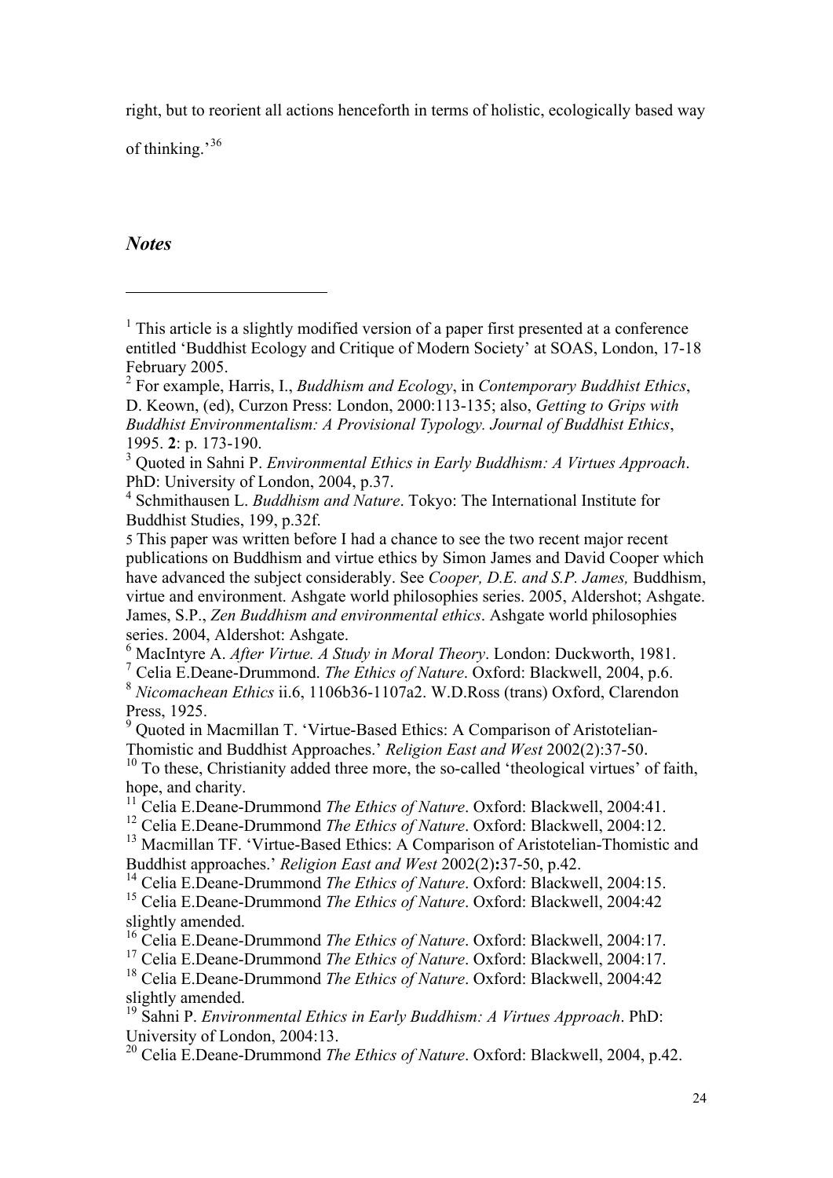right, but to reorient all actions henceforth in terms of holistic, ecologically based way of thinking.'[36]

## *Notes*

[1] This article is a slightly modified version of a paper first presented at a conference entitled 'Buddhist Ecology and Critique of Modern Society' at SOAS, London, 17-18 February 2005.

[2] For example, Harris, I., *Buddhism and Ecology*, in *Contemporary Buddhist Ethics*, D. Keown, (ed), Curzon Press: London, 2000:113-135; also, *Getting to Grips with Buddhist Environmentalism: A Provisional Typology. Journal of Buddhist Ethics*, 1995. **2**: p. 173-190.

[3] Quoted in Sahni P. *Environmental Ethics in Early Buddhism: A Virtues Approach*. PhD: University of London, 2004, p.37.

[4] Schmithausen L. *Buddhism and Nature*. Tokyo: The International Institute for Buddhist Studies, 199, p.32f.

[5] This paper was written before I had a chance to see the two recent major recent publications on Buddhism and virtue ethics by Simon James and David Cooper which have advanced the subject considerably. See *Cooper, D.E. and S.P. James,* Buddhism, virtue and environment. Ashgate world philosophies series. 2005, Aldershot; Ashgate. James, S.P., *Zen Buddhism and environmental ethics*. Ashgate world philosophies series. 2004, Aldershot: Ashgate.

[6] MacIntyre A. *After Virtue. A Study in Moral Theory*. London: Duckworth, 1981.

[7] Celia E.Deane-Drummond. *The Ethics of Nature*. Oxford: Blackwell, 2004, p.6.

[8] *Nicomachean Ethics* ii.6, 1106b36-1107a2. W.D.Ross (trans) Oxford, Clarendon Press, 1925.

[9] Quoted in Macmillan T. 'Virtue-Based Ethics: A Comparison of Aristotelian-Thomistic and Buddhist Approaches.' *Religion East and West* 2002(2):37-50.

[10] To these, Christianity added three more, the so-called 'theological virtues' of faith, hope, and charity.

[11] Celia E.Deane-Drummond *The Ethics of Nature*. Oxford: Blackwell, 2004:41.

[12] Celia E.Deane-Drummond *The Ethics of Nature*. Oxford: Blackwell, 2004:12.

[13] Macmillan TF. 'Virtue-Based Ethics: A Comparison of Aristotelian-Thomistic and Buddhist approaches.' *Religion East and West* 2002(2)**:**37-50, p.42.

[14] Celia E.Deane-Drummond *The Ethics of Nature*. Oxford: Blackwell, 2004:15.

[15] Celia E.Deane-Drummond *The Ethics of Nature*. Oxford: Blackwell, 2004:42 slightly amended.

[16] Celia E.Deane-Drummond *The Ethics of Nature*. Oxford: Blackwell, 2004:17.

[17] Celia E.Deane-Drummond *The Ethics of Nature*. Oxford: Blackwell, 2004:17.

[18] Celia E.Deane-Drummond *The Ethics of Nature*. Oxford: Blackwell, 2004:42 slightly amended.

[19] Sahni P. *Environmental Ethics in Early Buddhism: A Virtues Approach*. PhD: University of London, 2004:13.

[20] Celia E.Deane-Drummond *The Ethics of Nature*. Oxford: Blackwell, 2004, p.42.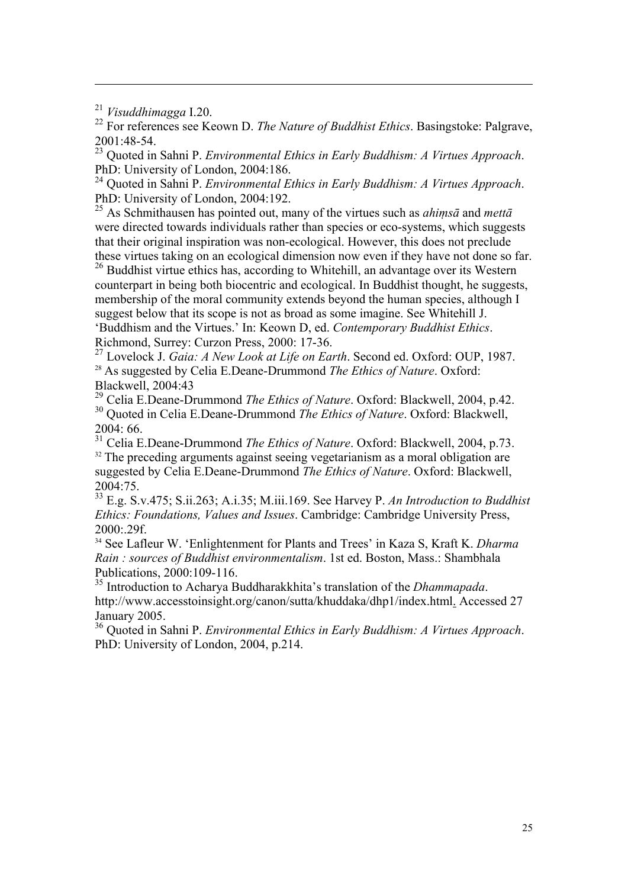[21] *Visuddhimagga* I.20.

[22] For references see Keown D. *The Nature of Buddhist Ethics*. Basingstoke: Palgrave, 2001:48-54.

[23] Quoted in Sahni P. *Environmental Ethics in Early Buddhism: A Virtues Approach*. PhD: University of London, 2004:186.

[24] Quoted in Sahni P. *Environmental Ethics in Early Buddhism: A Virtues Approach*. PhD: University of London, 2004:192.

[25] As Schmithausen has pointed out, many of the virtues such as *ahiṃsā* and *mettā* were directed towards individuals rather than species or eco-systems, which suggests that their original inspiration was non-ecological. However, this does not preclude these virtues taking on an ecological dimension now even if they have not done so far.

[26] Buddhist virtue ethics has, according to Whitehill, an advantage over its Western counterpart in being both biocentric and ecological. In Buddhist thought, he suggests, membership of the moral community extends beyond the human species, although I suggest below that its scope is not as broad as some imagine. See Whitehill J. 'Buddhism and the Virtues.' In: Keown D, ed. *Contemporary Buddhist Ethics*. Richmond, Surrey: Curzon Press, 2000: 17-36.

[27] Lovelock J. *Gaia: A New Look at Life on Earth*. Second ed. Oxford: OUP, 1987.

[28] As suggested by Celia E.Deane-Drummond *The Ethics of Nature*. Oxford: Blackwell, 2004:43

[29] Celia E.Deane-Drummond *The Ethics of Nature*. Oxford: Blackwell, 2004, p.42.

[30] Quoted in Celia E.Deane-Drummond *The Ethics of Nature*. Oxford: Blackwell, 2004: 66.

[31] Celia E.Deane-Drummond *The Ethics of Nature*. Oxford: Blackwell, 2004, p.73.

[32] The preceding arguments against seeing vegetarianism as a moral obligation are suggested by Celia E.Deane-Drummond *The Ethics of Nature*. Oxford: Blackwell, 2004:75.

[33] E.g. S.v.475; S.ii.263; A.i.35; M.iii.169. See Harvey P. *An Introduction to Buddhist Ethics: Foundations, Values and Issues*. Cambridge: Cambridge University Press, 2000:.29f.

[34] See Lafleur W. 'Enlightenment for Plants and Trees' in Kaza S, Kraft K. *Dharma Rain : sources of Buddhist environmentalism*. 1st ed. Boston, Mass.: Shambhala Publications, 2000:109-116.

[35] Introduction to Acharya Buddharakkhita's translation of the *Dhammapada*. http://www.accesstoinsight.org/canon/sutta/khuddaka/dhp1/index.html. Accessed 27 January 2005.

[36] Quoted in Sahni P. *Environmental Ethics in Early Buddhism: A Virtues Approach*. PhD: University of London, 2004, p.214.